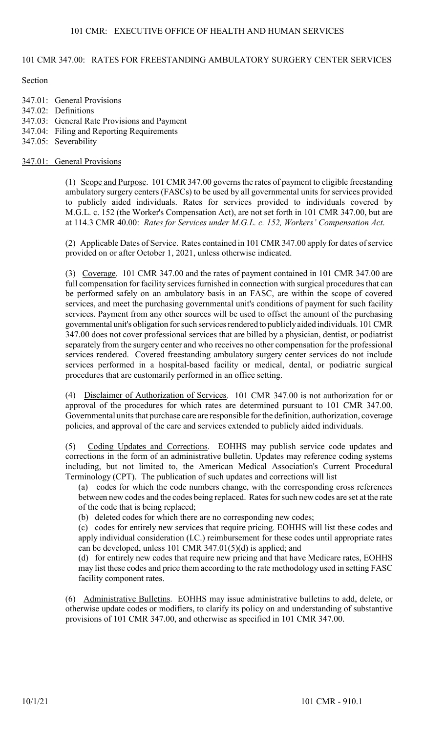101 CMR: EXECUTIVE OFFICE OF HEALTH AND HUMAN SERVICES

# 101 CMR 347.00: RATES FOR FREESTANDING AMBULATORY SURGERY CENTER SERVICES

Section

347.01: General Provisions
347.02: Definitions
347.03: General Rate Provisions and Payment
347.04: Filing and Reporting Requirements
347.05: Severability

## 347.01: General Provisions

(1) Scope and Purpose. 101 CMR 347.00 governs the rates of payment to eligible freestanding ambulatory surgery centers (FASCs) to be used by all governmental units for services provided to publicly aided individuals. Rates for services provided to individuals covered by M.G.L. c. 152 (the Worker's Compensation Act), are not set forth in 101 CMR 347.00, but are at 114.3 CMR 40.00: *Rates for Services under M.G.L. c. 152, Workers' Compensation Act*.

(2) Applicable Dates of Service. Rates contained in 101 CMR 347.00 apply for dates of service provided on or after October 1, 2021, unless otherwise indicated.

(3) Coverage. 101 CMR 347.00 and the rates of payment contained in 101 CMR 347.00 are full compensation for facility services furnished in connection with surgical procedures that can be performed safely on an ambulatory basis in an FASC, are within the scope of covered services, and meet the purchasing governmental unit's conditions of payment for such facility services. Payment from any other sources will be used to offset the amount of the purchasing governmental unit's obligation for such services rendered to publicly aided individuals. 101 CMR 347.00 does not cover professional services that are billed by a physician, dentist, or podiatrist separately from the surgery center and who receives no other compensation for the professional services rendered. Covered freestanding ambulatory surgery center services do not include services performed in a hospital-based facility or medical, dental, or podiatric surgical procedures that are customarily performed in an office setting.

(4) Disclaimer of Authorization of Services. 101 CMR 347.00 is not authorization for or approval of the procedures for which rates are determined pursuant to 101 CMR 347.00. Governmental units that purchase care are responsible for the definition, authorization, coverage policies, and approval of the care and services extended to publicly aided individuals.

(5) Coding Updates and Corrections. EOHHS may publish service code updates and corrections in the form of an administrative bulletin. Updates may reference coding systems including, but not limited to, the American Medical Association's Current Procedural Terminology (CPT). The publication of such updates and corrections will list

(a) codes for which the code numbers change, with the corresponding cross references between new codes and the codes being replaced. Rates for such new codes are set at the rate of the code that is being replaced;

(b) deleted codes for which there are no corresponding new codes;

(c) codes for entirely new services that require pricing. EOHHS will list these codes and apply individual consideration (I.C.) reimbursement for these codes until appropriate rates can be developed, unless 101 CMR 347.01(5)(d) is applied; and

(d) for entirely new codes that require new pricing and that have Medicare rates, EOHHS may list these codes and price them according to the rate methodology used in setting FASC facility component rates.

(6) Administrative Bulletins. EOHHS may issue administrative bulletins to add, delete, or otherwise update codes or modifiers, to clarify its policy on and understanding of substantive provisions of 101 CMR 347.00, and otherwise as specified in 101 CMR 347.00.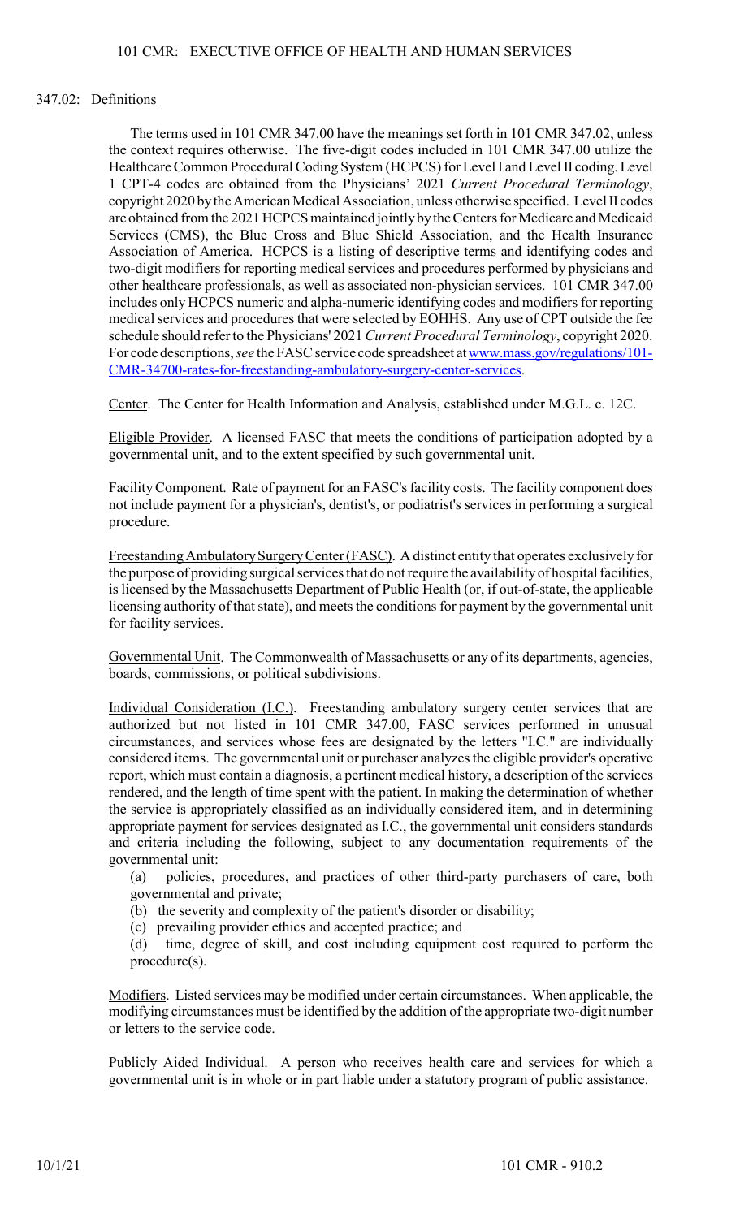## 347.02: Definitions

The terms used in 101 CMR 347.00 have the meanings set forth in 101 CMR 347.02, unless the context requires otherwise. The five-digit codes included in 101 CMR 347.00 utilize the Healthcare Common Procedural Coding System (HCPCS) for Level I and Level II coding. Level 1 CPT-4 codes are obtained from the Physicians' 2021 *Current Procedural Terminology*, copyright 2020 by the American Medical Association, unless otherwise specified. Level II codes are obtained from the 2021 HCPCS maintained jointly by the Centers for Medicare and Medicaid Services (CMS), the Blue Cross and Blue Shield Association, and the Health Insurance Association of America. HCPCS is a listing of descriptive terms and identifying codes and two-digit modifiers for reporting medical services and procedures performed by physicians and other healthcare professionals, as well as associated non-physician services. 101 CMR 347.00 includes only HCPCS numeric and alpha-numeric identifying codes and modifiers for reporting medical services and procedures that were selected by EOHHS. Any use of CPT outside the fee schedule should refer to the Physicians' 2021 *Current Procedural Terminology*, copyright 2020. For code descriptions, *see* the FASC service code spreadsheet at [www.mass.gov/regulations/101-CMR-34700-rates-for-freestanding-ambulatory-surgery-center-services](www.mass.gov/regulations/101-CMR-34700-rates-for-freestanding-ambulatory-surgery-center-services).

<u>Center</u>. The Center for Health Information and Analysis, established under M.G.L. c. 12C.

<u>Eligible Provider</u>. A licensed FASC that meets the conditions of participation adopted by a governmental unit, and to the extent specified by such governmental unit.

<u>Facility Component</u>. Rate of payment for an FASC's facility costs. The facility component does not include payment for a physician's, dentist's, or podiatrist's services in performing a surgical procedure.

<u>Freestanding Ambulatory Surgery Center (FASC)</u>. A distinct entity that operates exclusively for the purpose of providing surgical services that do not require the availability of hospital facilities, is licensed by the Massachusetts Department of Public Health (or, if out-of-state, the applicable licensing authority of that state), and meets the conditions for payment by the governmental unit for facility services.

<u>Governmental Unit</u>. The Commonwealth of Massachusetts or any of its departments, agencies, boards, commissions, or political subdivisions.

<u>Individual Consideration (I.C.)</u>. Freestanding ambulatory surgery center services that are authorized but not listed in 101 CMR 347.00, FASC services performed in unusual circumstances, and services whose fees are designated by the letters "I.C." are individually considered items. The governmental unit or purchaser analyzes the eligible provider's operative report, which must contain a diagnosis, a pertinent medical history, a description of the services rendered, and the length of time spent with the patient. In making the determination of whether the service is appropriately classified as an individually considered item, and in determining appropriate payment for services designated as I.C., the governmental unit considers standards and criteria including the following, subject to any documentation requirements of the governmental unit:

(a) policies, procedures, and practices of other third-party purchasers of care, both governmental and private;

(b) the severity and complexity of the patient's disorder or disability;

(c) prevailing provider ethics and accepted practice; and

(d) time, degree of skill, and cost including equipment cost required to perform the procedure(s).

<u>Modifiers</u>. Listed services may be modified under certain circumstances. When applicable, the modifying circumstances must be identified by the addition of the appropriate two-digit number or letters to the service code.

<u>Publicly Aided Individual</u>. A person who receives health care and services for which a governmental unit is in whole or in part liable under a statutory program of public assistance.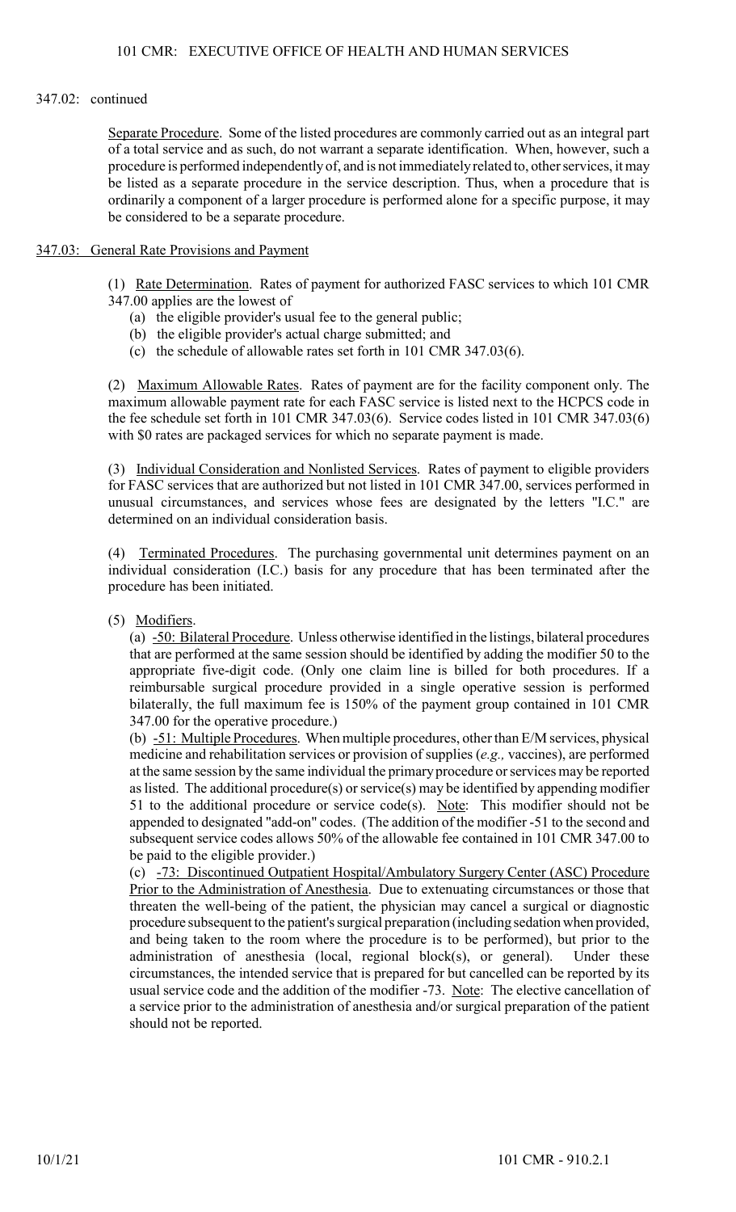347.02: continued

Separate Procedure. Some of the listed procedures are commonly carried out as an integral part of a total service and as such, do not warrant a separate identification. When, however, such a procedure is performed independently of, and is not immediately related to, other services, it may be listed as a separate procedure in the service description. Thus, when a procedure that is ordinarily a component of a larger procedure is performed alone for a specific purpose, it may be considered to be a separate procedure.

## 347.03: General Rate Provisions and Payment

(1) Rate Determination. Rates of payment for authorized FASC services to which 101 CMR 347.00 applies are the lowest of

(a) the eligible provider's usual fee to the general public;

(b) the eligible provider's actual charge submitted; and

(c) the schedule of allowable rates set forth in 101 CMR 347.03(6).

(2) Maximum Allowable Rates. Rates of payment are for the facility component only. The maximum allowable payment rate for each FASC service is listed next to the HCPCS code in the fee schedule set forth in 101 CMR 347.03(6). Service codes listed in 101 CMR 347.03(6) with $0 rates are packaged services for which no separate payment is made.

(3) Individual Consideration and Nonlisted Services. Rates of payment to eligible providers for FASC services that are authorized but not listed in 101 CMR 347.00, services performed in unusual circumstances, and services whose fees are designated by the letters "I.C." are determined on an individual consideration basis.

(4) Terminated Procedures. The purchasing governmental unit determines payment on an individual consideration (I.C.) basis for any procedure that has been terminated after the procedure has been initiated.

(5) Modifiers.

(a) -50: Bilateral Procedure. Unless otherwise identified in the listings, bilateral procedures that are performed at the same session should be identified by adding the modifier 50 to the appropriate five-digit code. (Only one claim line is billed for both procedures. If a reimbursable surgical procedure provided in a single operative session is performed bilaterally, the full maximum fee is 150% of the payment group contained in 101 CMR 347.00 for the operative procedure.)

(b) -51: Multiple Procedures. When multiple procedures, other than E/M services, physical medicine and rehabilitation services or provision of supplies (*e.g.,* vaccines), are performed at the same session by the same individual the primary procedure or services may be reported as listed. The additional procedure(s) or service(s) may be identified by appending modifier 51 to the additional procedure or service code(s). Note: This modifier should not be appended to designated "add-on" codes. (The addition of the modifier -51 to the second and subsequent service codes allows 50% of the allowable fee contained in 101 CMR 347.00 to be paid to the eligible provider.)

(c) -73: Discontinued Outpatient Hospital/Ambulatory Surgery Center (ASC) Procedure Prior to the Administration of Anesthesia. Due to extenuating circumstances or those that threaten the well-being of the patient, the physician may cancel a surgical or diagnostic procedure subsequent to the patient's surgical preparation (including sedation when provided, and being taken to the room where the procedure is to be performed), but prior to the administration of anesthesia (local, regional block(s), or general). Under these circumstances, the intended service that is prepared for but cancelled can be reported by its usual service code and the addition of the modifier -73. Note: The elective cancellation of a service prior to the administration of anesthesia and/or surgical preparation of the patient should not be reported.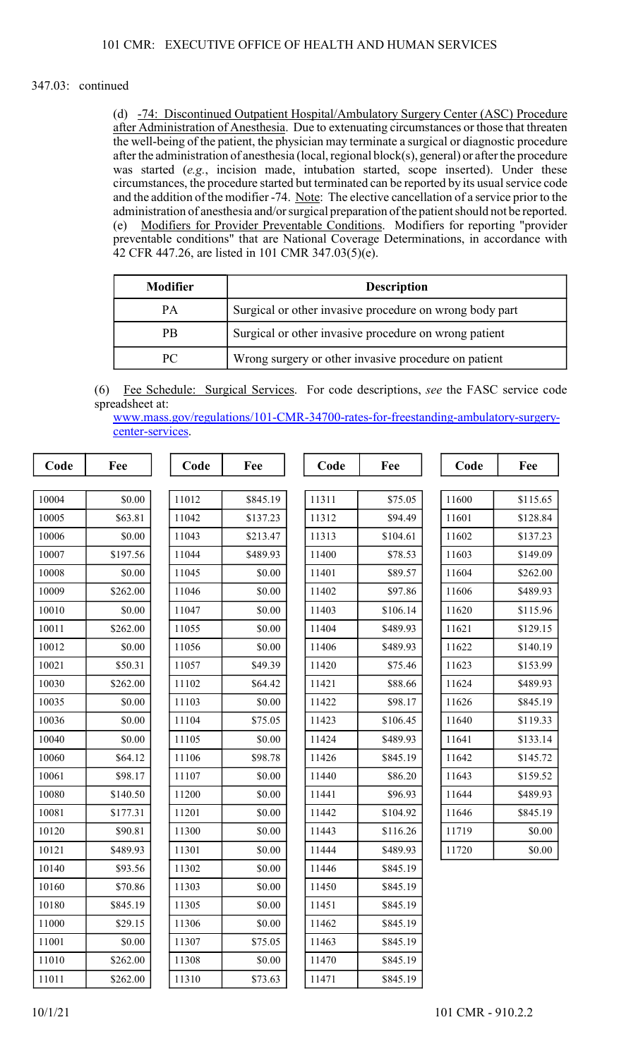347.03: continued

(d) -74: Discontinued Outpatient Hospital/Ambulatory Surgery Center (ASC) Procedure after Administration of Anesthesia. Due to extenuating circumstances or those that threaten the well-being of the patient, the physician may terminate a surgical or diagnostic procedure after the administration of anesthesia (local, regional block(s), general) or after the procedure was started (*e.g.*, incision made, intubation started, scope inserted). Under these circumstances, the procedure started but terminated can be reported by its usual service code and the addition of the modifier -74. Note: The elective cancellation of a service prior to the administration of anesthesia and/or surgical preparation of the patient should not be reported.

(e) Modifiers for Provider Preventable Conditions. Modifiers for reporting "provider preventable conditions" that are National Coverage Determinations, in accordance with 42 CFR 447.26, are listed in 101 CMR 347.03(5)(e).

| Modifier | Description |
|---|---|
| PA | Surgical or other invasive procedure on wrong body part |
| PB | Surgical or other invasive procedure on wrong patient |
| PC | Wrong surgery or other invasive procedure on patient |

(6) Fee Schedule: Surgical Services. For code descriptions, *see* the FASC service code spreadsheet at: www.mass.gov/regulations/101-CMR-34700-rates-for-freestanding-ambulatory-surgery-center-services.

| Code | Fee |
|---|---|
| 10004 | $0.00 |
| 10005 | $63.81 |
| 10006 | $0.00 |
| 10007 | $197.56 |
| 10008 | $0.00 |
| 10009 | $262.00 |
| 10010 | $0.00 |
| 10011 | $262.00 |
| 10012 | $0.00 |
| 10021 | $50.31 |
| 10030 | $262.00 |
| 10035 | $0.00 |
| 10036 | $0.00 |
| 10040 | $0.00 |
| 10060 | $64.12 |
| 10061 | $98.17 |
| 10080 | $140.50 |
| 10081 | $177.31 |
| 10120 | $90.81 |
| 10121 | $489.93 |
| 10140 | $93.56 |
| 10160 | $70.86 |
| 10180 | $845.19 |
| 11000 | $29.15 |
| 11001 | $0.00 |
| 11010 | $262.00 |
| 11011 | $262.00 |
| 11012 | $845.19 |
| 11042 | $137.23 |
| 11043 | $213.47 |
| 11044 | $489.93 |
| 11045 | $0.00 |
| 11046 | $0.00 |
| 11047 | $0.00 |
| 11055 | $0.00 |
| 11056 | $0.00 |
| 11057 | $49.39 |
| 11102 | $64.42 |
| 11103 | $0.00 |
| 11104 | $75.05 |
| 11105 | $0.00 |
| 11106 | $98.78 |
| 11107 | $0.00 |
| 11200 | $0.00 |
| 11201 | $0.00 |
| 11300 | $0.00 |
| 11301 | $0.00 |
| 11302 | $0.00 |
| 11303 | $0.00 |
| 11305 | $0.00 |
| 11306 | $0.00 |
| 11307 | $75.05 |
| 11308 | $0.00 |
| 11310 | $73.63 |
| 11311 | $75.05 |
| 11312 | $94.49 |
| 11313 | $104.61 |
| 11400 | $78.53 |
| 11401 | $89.57 |
| 11402 | $97.86 |
| 11403 | $106.14 |
| 11404 | $489.93 |
| 11406 | $489.93 |
| 11420 | $75.46 |
| 11421 | $88.66 |
| 11422 | $98.17 |
| 11423 | $106.45 |
| 11424 | $489.93 |
| 11426 | $845.19 |
| 11440 | $86.20 |
| 11441 | $96.93 |
| 11442 | $104.92 |
| 11443 | $116.26 |
| 11444 | $489.93 |
| 11446 | $845.19 |
| 11450 | $845.19 |
| 11451 | $845.19 |
| 11462 | $845.19 |
| 11463 | $845.19 |
| 11470 | $845.19 |
| 11471 | $845.19 |
| 11600 | $115.65 |
| 11601 | $128.84 |
| 11602 | $137.23 |
| 11603 | $149.09 |
| 11604 | $262.00 |
| 11606 | $489.93 |
| 11620 | $115.96 |
| 11621 | $129.15 |
| 11622 | $140.19 |
| 11623 | $153.99 |
| 11624 | $489.93 |
| 11626 | $845.19 |
| 11640 | $119.33 |
| 11641 | $133.14 |
| 11642 | $145.72 |
| 11643 | $159.52 |
| 11644 | $489.93 |
| 11646 | $845.19 |
| 11719 | $0.00 |
| 11720 | $0.00 |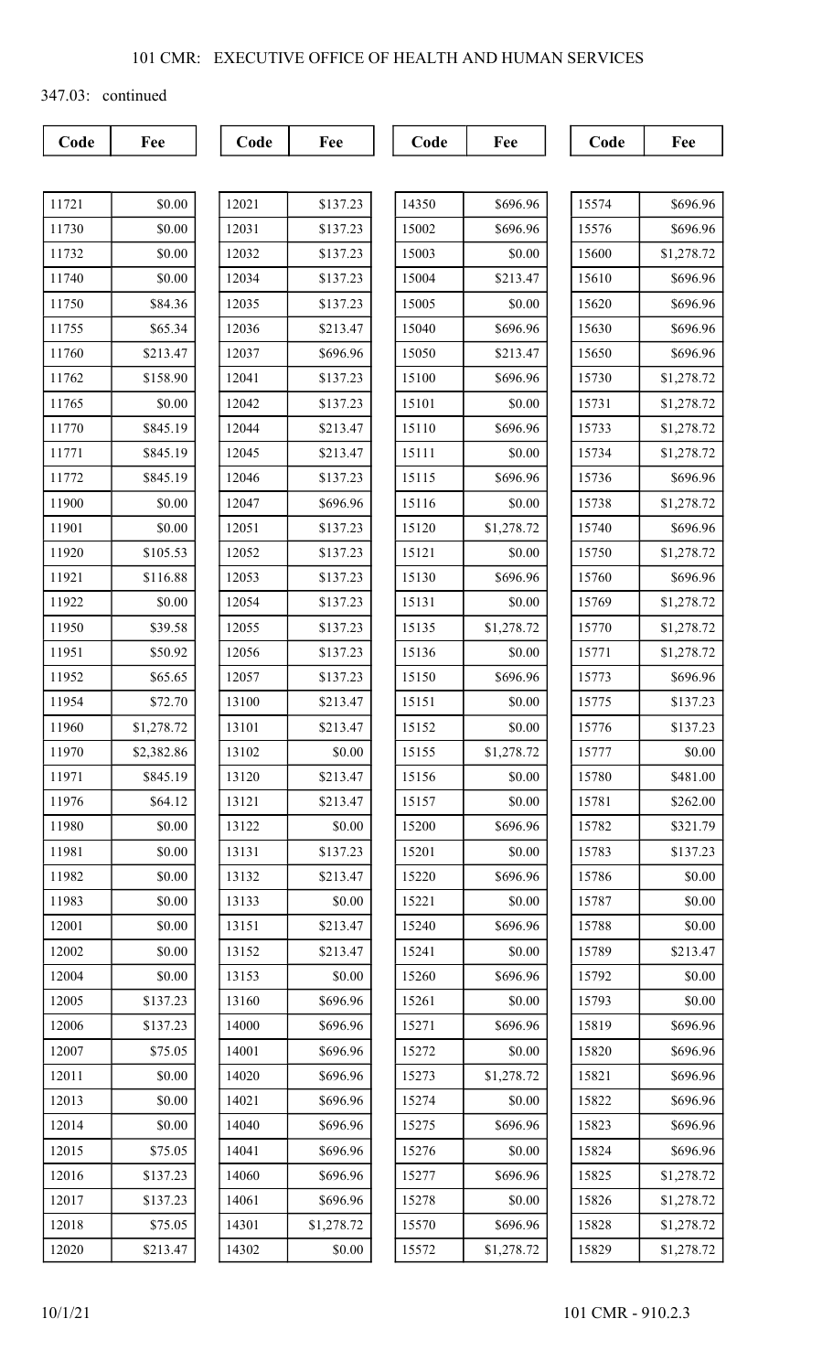347.03: continued

| Code | Fee |
|---|---|
| 11721 | $0.00 |
| 11730 | $0.00 |
| 11732 | $0.00 |
| 11740 | $0.00 |
| 11750 | $84.36 |
| 11755 | $65.34 |
| 11760 | $213.47 |
| 11762 | $158.90 |
| 11765 | $0.00 |
| 11770 | $845.19 |
| 11771 | $845.19 |
| 11772 | $845.19 |
| 11900 | $0.00 |
| 11901 | $0.00 |
| 11920 | $105.53 |
| 11921 | $116.88 |
| 11922 | $0.00 |
| 11950 | $39.58 |
| 11951 | $50.92 |
| 11952 | $65.65 |
| 11954 | $72.70 |
| 11960 | $1,278.72 |
| 11970 | $2,382.86 |
| 11971 | $845.19 |
| 11976 | $64.12 |
| 11980 | $0.00 |
| 11981 | $0.00 |
| 11982 | $0.00 |
| 11983 | $0.00 |
| 12001 | $0.00 |
| 12002 | $0.00 |
| 12004 | $0.00 |
| 12005 | $137.23 |
| 12006 | $137.23 |
| 12007 | $75.05 |
| 12011 | $0.00 |
| 12013 | $0.00 |
| 12014 | $0.00 |
| 12015 | $75.05 |
| 12016 | $137.23 |
| 12017 | $137.23 |
| 12018 | $75.05 |
| 12020 | $213.47 |
| 12021 | $137.23 |
| 12031 | $137.23 |
| 12032 | $137.23 |
| 12034 | $137.23 |
| 12035 | $137.23 |
| 12036 | $213.47 |
| 12037 | $696.96 |
| 12041 | $137.23 |
| 12042 | $137.23 |
| 12044 | $213.47 |
| 12045 | $213.47 |
| 12046 | $137.23 |
| 12047 | $696.96 |
| 12051 | $137.23 |
| 12052 | $137.23 |
| 12053 | $137.23 |
| 12054 | $137.23 |
| 12055 | $137.23 |
| 12056 | $137.23 |
| 12057 | $137.23 |
| 13100 | $213.47 |
| 13101 | $213.47 |
| 13102 | $0.00 |
| 13120 | $213.47 |
| 13121 | $213.47 |
| 13122 | $0.00 |
| 13131 | $137.23 |
| 13132 | $213.47 |
| 13133 | $0.00 |
| 13151 | $213.47 |
| 13152 | $213.47 |
| 13153 | $0.00 |
| 13160 | $696.96 |
| 14000 | $696.96 |
| 14001 | $696.96 |
| 14020 | $696.96 |
| 14021 | $696.96 |
| 14040 | $696.96 |
| 14041 | $696.96 |
| 14060 | $696.96 |
| 14061 | $696.96 |
| 14301 | $1,278.72 |
| 14302 | $0.00 |
| 14350 | $696.96 |
| 15002 | $696.96 |
| 15003 | $0.00 |
| 15004 | $213.47 |
| 15005 | $0.00 |
| 15040 | $696.96 |
| 15050 | $213.47 |
| 15100 | $696.96 |
| 15101 | $0.00 |
| 15110 | $696.96 |
| 15111 | $0.00 |
| 15115 | $696.96 |
| 15116 | $0.00 |
| 15120 | $1,278.72 |
| 15121 | $0.00 |
| 15130 | $696.96 |
| 15131 | $0.00 |
| 15135 | $1,278.72 |
| 15136 | $0.00 |
| 15150 | $696.96 |
| 15151 | $0.00 |
| 15152 | $0.00 |
| 15155 | $1,278.72 |
| 15156 | $0.00 |
| 15157 | $0.00 |
| 15200 | $696.96 |
| 15201 | $0.00 |
| 15220 | $696.96 |
| 15221 | $0.00 |
| 15240 | $696.96 |
| 15241 | $0.00 |
| 15260 | $696.96 |
| 15261 | $0.00 |
| 15271 | $696.96 |
| 15272 | $0.00 |
| 15273 | $1,278.72 |
| 15274 | $0.00 |
| 15275 | $696.96 |
| 15276 | $0.00 |
| 15277 | $696.96 |
| 15278 | $0.00 |
| 15570 | $696.96 |
| 15572 | $1,278.72 |
| 15574 | $696.96 |
| 15576 | $696.96 |
| 15600 | $1,278.72 |
| 15610 | $696.96 |
| 15620 | $696.96 |
| 15630 | $696.96 |
| 15650 | $696.96 |
| 15730 | $1,278.72 |
| 15731 | $1,278.72 |
| 15733 | $1,278.72 |
| 15734 | $1,278.72 |
| 15736 | $696.96 |
| 15738 | $1,278.72 |
| 15740 | $696.96 |
| 15750 | $1,278.72 |
| 15760 | $696.96 |
| 15769 | $1,278.72 |
| 15770 | $1,278.72 |
| 15771 | $1,278.72 |
| 15773 | $696.96 |
| 15775 | $137.23 |
| 15776 | $137.23 |
| 15777 | $0.00 |
| 15780 | $481.00 |
| 15781 | $262.00 |
| 15782 | $321.79 |
| 15783 | $137.23 |
| 15786 | $0.00 |
| 15787 | $0.00 |
| 15788 | $0.00 |
| 15789 | $213.47 |
| 15792 | $0.00 |
| 15793 | $0.00 |
| 15819 | $696.96 |
| 15820 | $696.96 |
| 15821 | $696.96 |
| 15822 | $696.96 |
| 15823 | $696.96 |
| 15824 | $696.96 |
| 15825 | $1,278.72 |
| 15826 | $1,278.72 |
| 15828 | $1,278.72 |
| 15829 | $1,278.72 |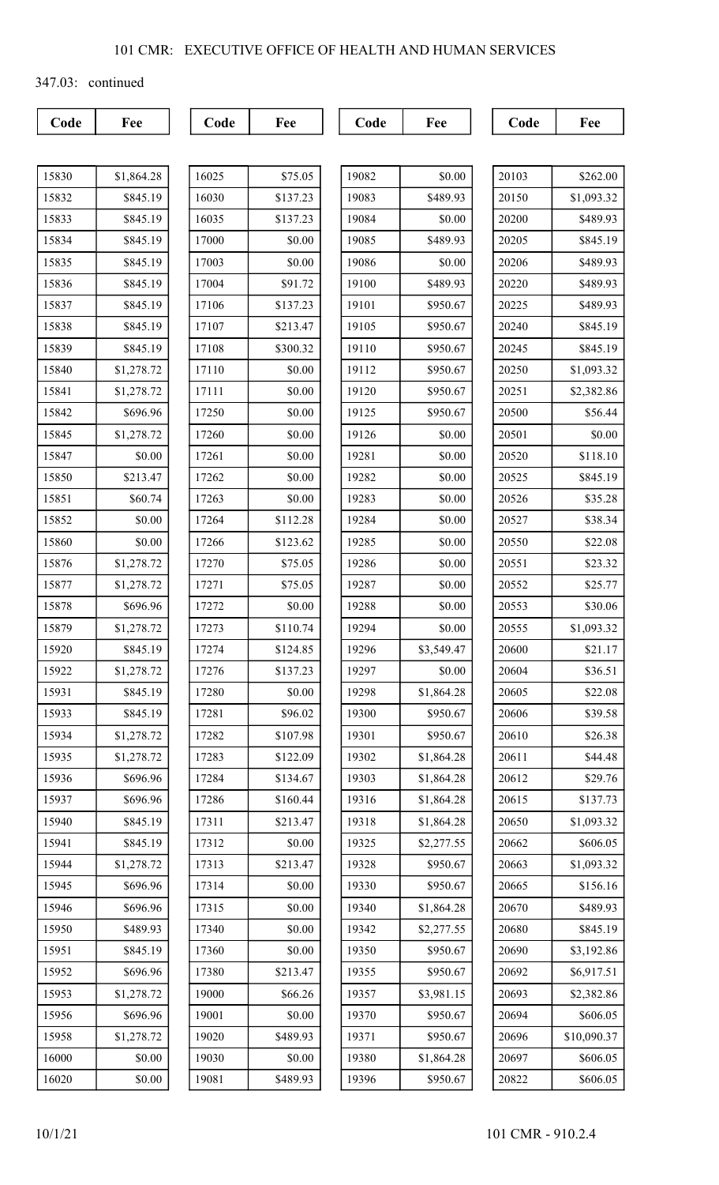347.03: continued

| Code | Fee | Code | Fee | Code | Fee | Code | Fee |
|---|---|---|---|---|---|---|---|
| 15830 | $1,864.28 | 16025 | $75.05 | 19082 | $0.00 | 20103 | $262.00 |
| 15832 | $845.19 | 16030 | $137.23 | 19083 | $489.93 | 20150 | $1,093.32 |
| 15833 | $845.19 | 16035 | $137.23 | 19084 | $0.00 | 20200 | $489.93 |
| 15834 | $845.19 | 17000 | $0.00 | 19085 | $489.93 | 20205 | $845.19 |
| 15835 | $845.19 | 17003 | $0.00 | 19086 | $0.00 | 20206 | $489.93 |
| 15836 | $845.19 | 17004 | $91.72 | 19100 | $489.93 | 20220 | $489.93 |
| 15837 | $845.19 | 17106 | $137.23 | 19101 | $950.67 | 20225 | $489.93 |
| 15838 | $845.19 | 17107 | $213.47 | 19105 | $950.67 | 20240 | $845.19 |
| 15839 | $845.19 | 17108 | $300.32 | 19110 | $950.67 | 20245 | $845.19 |
| 15840 | $1,278.72 | 17110 | $0.00 | 19112 | $950.67 | 20250 | $1,093.32 |
| 15841 | $1,278.72 | 17111 | $0.00 | 19120 | $950.67 | 20251 | $2,382.86 |
| 15842 | $696.96 | 17250 | $0.00 | 19125 | $950.67 | 20500 | $56.44 |
| 15845 | $1,278.72 | 17260 | $0.00 | 19126 | $0.00 | 20501 | $0.00 |
| 15847 | $0.00 | 17261 | $0.00 | 19281 | $0.00 | 20520 | $118.10 |
| 15850 | $213.47 | 17262 | $0.00 | 19282 | $0.00 | 20525 | $845.19 |
| 15851 | $60.74 | 17263 | $0.00 | 19283 | $0.00 | 20526 | $35.28 |
| 15852 | $0.00 | 17264 | $112.28 | 19284 | $0.00 | 20527 | $38.34 |
| 15860 | $0.00 | 17266 | $123.62 | 19285 | $0.00 | 20550 | $22.08 |
| 15876 | $1,278.72 | 17270 | $75.05 | 19286 | $0.00 | 20551 | $23.32 |
| 15877 | $1,278.72 | 17271 | $75.05 | 19287 | $0.00 | 20552 | $25.77 |
| 15878 | $696.96 | 17272 | $0.00 | 19288 | $0.00 | 20553 | $30.06 |
| 15879 | $1,278.72 | 17273 | $110.74 | 19294 | $0.00 | 20555 | $1,093.32 |
| 15920 | $845.19 | 17274 | $124.85 | 19296 | $3,549.47 | 20600 | $21.17 |
| 15922 | $1,278.72 | 17276 | $137.23 | 19297 | $0.00 | 20604 | $36.51 |
| 15931 | $845.19 | 17280 | $0.00 | 19298 | $1,864.28 | 20605 | $22.08 |
| 15933 | $845.19 | 17281 | $96.02 | 19300 | $950.67 | 20606 | $39.58 |
| 15934 | $1,278.72 | 17282 | $107.98 | 19301 | $950.67 | 20610 | $26.38 |
| 15935 | $1,278.72 | 17283 | $122.09 | 19302 | $1,864.28 | 20611 | $44.48 |
| 15936 | $696.96 | 17284 | $134.67 | 19303 | $1,864.28 | 20612 | $29.76 |
| 15937 | $696.96 | 17286 | $160.44 | 19316 | $1,864.28 | 20615 | $137.73 |
| 15940 | $845.19 | 17311 | $213.47 | 19318 | $1,864.28 | 20650 | $1,093.32 |
| 15941 | $845.19 | 17312 | $0.00 | 19325 | $2,277.55 | 20662 | $606.05 |
| 15944 | $1,278.72 | 17313 | $213.47 | 19328 | $950.67 | 20663 | $1,093.32 |
| 15945 | $696.96 | 17314 | $0.00 | 19330 | $950.67 | 20665 | $156.16 |
| 15946 | $696.96 | 17315 | $0.00 | 19340 | $1,864.28 | 20670 | $489.93 |
| 15950 | $489.93 | 17340 | $0.00 | 19342 | $2,277.55 | 20680 | $845.19 |
| 15951 | $845.19 | 17360 | $0.00 | 19350 | $950.67 | 20690 | $3,192.86 |
| 15952 | $696.96 | 17380 | $213.47 | 19355 | $950.67 | 20692 | $6,917.51 |
| 15953 | $1,278.72 | 19000 | $66.26 | 19357 | $3,981.15 | 20693 | $2,382.86 |
| 15956 | $696.96 | 19001 | $0.00 | 19370 | $950.67 | 20694 | $606.05 |
| 15958 | $1,278.72 | 19020 | $489.93 | 19371 | $950.67 | 20696 | $10,090.37 |
| 16000 | $0.00 | 19030 | $0.00 | 19380 | $1,864.28 | 20697 | $606.05 |
| 16020 | $0.00 | 19081 | $489.93 | 19396 | $950.67 | 20822 | $606.05 |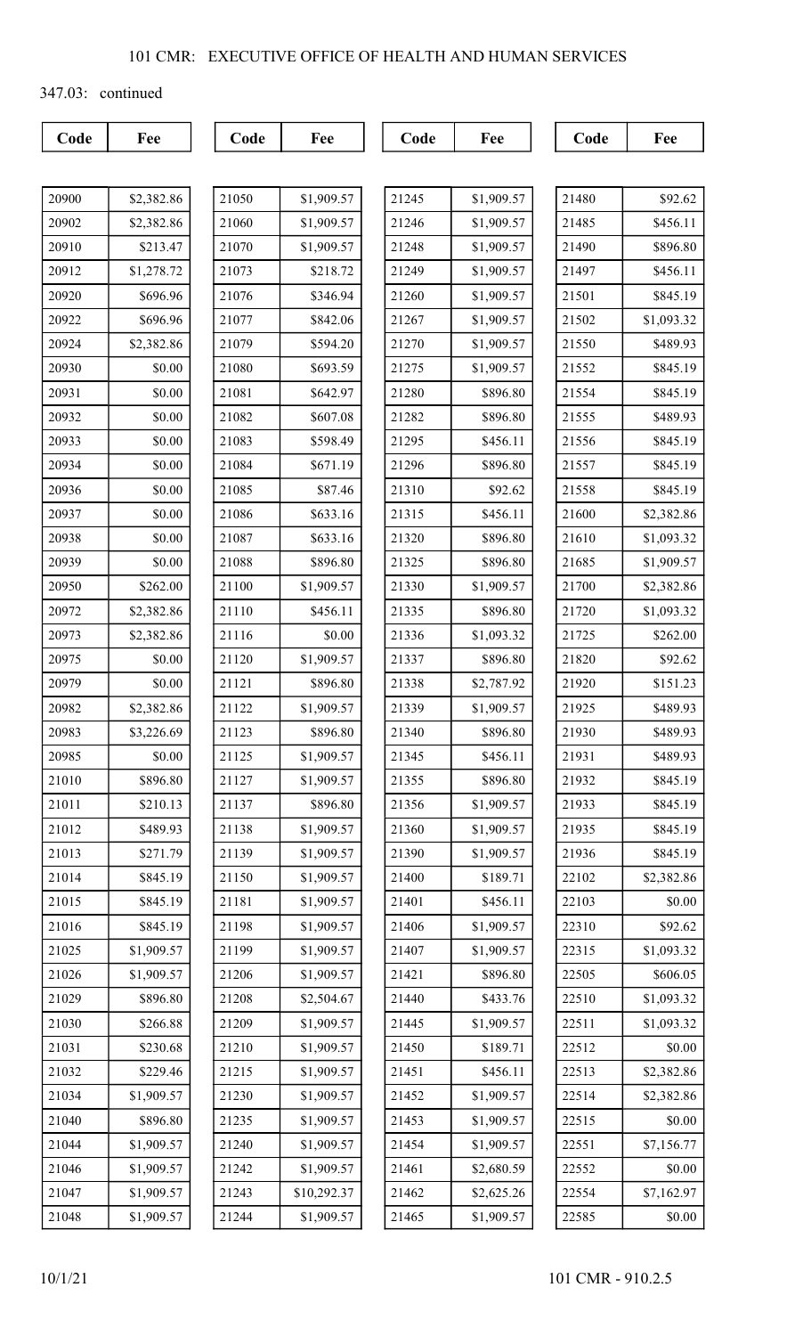347.03: continued

| Code | Fee | Code | Fee | Code | Fee | Code | Fee |
|---|---|---|---|---|---|---|---|
| 20900 | $2,382.86 | 21050 | $1,909.57 | 21245 | $1,909.57 | 21480 | $92.62 |
| 20902 | $2,382.86 | 21060 | $1,909.57 | 21246 | $1,909.57 | 21485 | $456.11 |
| 20910 | $213.47 | 21070 | $1,909.57 | 21248 | $1,909.57 | 21490 | $896.80 |
| 20912 | $1,278.72 | 21073 | $218.72 | 21249 | $1,909.57 | 21497 | $456.11 |
| 20920 | $696.96 | 21076 | $346.94 | 21260 | $1,909.57 | 21501 | $845.19 |
| 20922 | $696.96 | 21077 | $842.06 | 21267 | $1,909.57 | 21502 | $1,093.32 |
| 20924 | $2,382.86 | 21079 | $594.20 | 21270 | $1,909.57 | 21550 | $489.93 |
| 20930 | $0.00 | 21080 | $693.59 | 21275 | $1,909.57 | 21552 | $845.19 |
| 20931 | $0.00 | 21081 | $642.97 | 21280 | $896.80 | 21554 | $845.19 |
| 20932 | $0.00 | 21082 | $607.08 | 21282 | $896.80 | 21555 | $489.93 |
| 20933 | $0.00 | 21083 | $598.49 | 21295 | $456.11 | 21556 | $845.19 |
| 20934 | $0.00 | 21084 | $671.19 | 21296 | $896.80 | 21557 | $845.19 |
| 20936 | $0.00 | 21085 | $87.46 | 21310 | $92.62 | 21558 | $845.19 |
| 20937 | $0.00 | 21086 | $633.16 | 21315 | $456.11 | 21600 | $2,382.86 |
| 20938 | $0.00 | 21087 | $633.16 | 21320 | $896.80 | 21610 | $1,093.32 |
| 20939 | $0.00 | 21088 | $896.80 | 21325 | $896.80 | 21685 | $1,909.57 |
| 20950 | $262.00 | 21100 | $1,909.57 | 21330 | $1,909.57 | 21700 | $2,382.86 |
| 20972 | $2,382.86 | 21110 | $456.11 | 21335 | $896.80 | 21720 | $1,093.32 |
| 20973 | $2,382.86 | 21116 | $0.00 | 21336 | $1,093.32 | 21725 | $262.00 |
| 20975 | $0.00 | 21120 | $1,909.57 | 21337 | $896.80 | 21820 | $92.62 |
| 20979 | $0.00 | 21121 | $896.80 | 21338 | $2,787.92 | 21920 | $151.23 |
| 20982 | $2,382.86 | 21122 | $1,909.57 | 21339 | $1,909.57 | 21925 | $489.93 |
| 20983 | $3,226.69 | 21123 | $896.80 | 21340 | $896.80 | 21930 | $489.93 |
| 20985 | $0.00 | 21125 | $1,909.57 | 21345 | $456.11 | 21931 | $489.93 |
| 21010 | $896.80 | 21127 | $1,909.57 | 21355 | $896.80 | 21932 | $845.19 |
| 21011 | $210.13 | 21137 | $896.80 | 21356 | $1,909.57 | 21933 | $845.19 |
| 21012 | $489.93 | 21138 | $1,909.57 | 21360 | $1,909.57 | 21935 | $845.19 |
| 21013 | $271.79 | 21139 | $1,909.57 | 21390 | $1,909.57 | 21936 | $845.19 |
| 21014 | $845.19 | 21150 | $1,909.57 | 21400 | $189.71 | 22102 | $2,382.86 |
| 21015 | $845.19 | 21181 | $1,909.57 | 21401 | $456.11 | 22103 | $0.00 |
| 21016 | $845.19 | 21198 | $1,909.57 | 21406 | $1,909.57 | 22310 | $92.62 |
| 21025 | $1,909.57 | 21199 | $1,909.57 | 21407 | $1,909.57 | 22315 | $1,093.32 |
| 21026 | $1,909.57 | 21206 | $1,909.57 | 21421 | $896.80 | 22505 | $606.05 |
| 21029 | $896.80 | 21208 | $2,504.67 | 21440 | $433.76 | 22510 | $1,093.32 |
| 21030 | $266.88 | 21209 | $1,909.57 | 21445 | $1,909.57 | 22511 | $1,093.32 |
| 21031 | $230.68 | 21210 | $1,909.57 | 21450 | $189.71 | 22512 | $0.00 |
| 21032 | $229.46 | 21215 | $1,909.57 | 21451 | $456.11 | 22513 | $2,382.86 |
| 21034 | $1,909.57 | 21230 | $1,909.57 | 21452 | $1,909.57 | 22514 | $2,382.86 |
| 21040 | $896.80 | 21235 | $1,909.57 | 21453 | $1,909.57 | 22515 | $0.00 |
| 21044 | $1,909.57 | 21240 | $1,909.57 | 21454 | $1,909.57 | 22551 | $7,156.77 |
| 21046 | $1,909.57 | 21242 | $1,909.57 | 21461 | $2,680.59 | 22552 | $0.00 |
| 21047 | $1,909.57 | 21243 | $10,292.37 | 21462 | $2,625.26 | 22554 | $7,162.97 |
| 21048 | $1,909.57 | 21244 | $1,909.57 | 21465 | $1,909.57 | 22585 | $0.00 |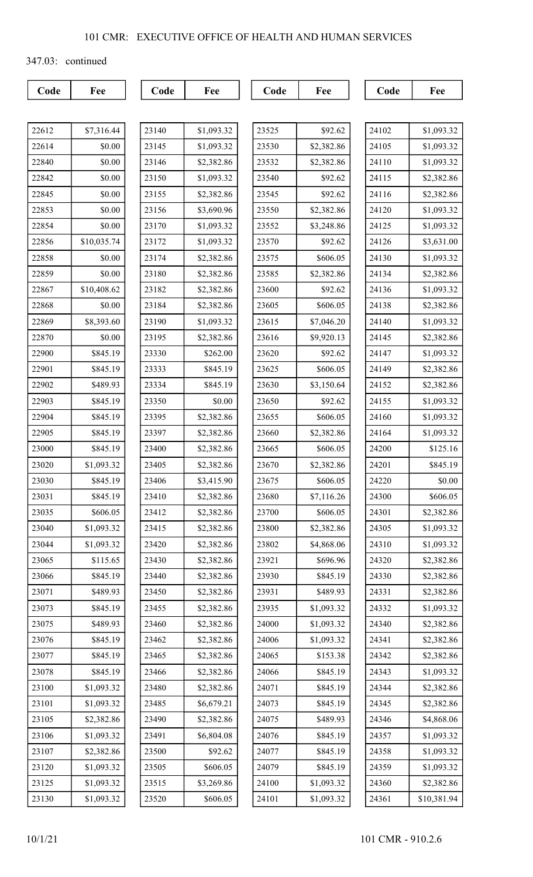347.03: continued

| Code | Fee |
|---|---|
| 22612 | $7,316.44 |
| 22614 | $0.00 |
| 22840 | $0.00 |
| 22842 | $0.00 |
| 22845 | $0.00 |
| 22853 | $0.00 |
| 22854 | $0.00 |
| 22856 | $10,035.74 |
| 22858 | $0.00 |
| 22859 | $0.00 |
| 22867 | $10,408.62 |
| 22868 | $0.00 |
| 22869 | $8,393.60 |
| 22870 | $0.00 |
| 22900 | $845.19 |
| 22901 | $845.19 |
| 22902 | $489.93 |
| 22903 | $845.19 |
| 22904 | $845.19 |
| 22905 | $845.19 |
| 23000 | $845.19 |
| 23020 | $1,093.32 |
| 23030 | $845.19 |
| 23031 | $845.19 |
| 23035 | $606.05 |
| 23040 | $1,093.32 |
| 23044 | $1,093.32 |
| 23065 | $115.65 |
| 23066 | $845.19 |
| 23071 | $489.93 |
| 23073 | $845.19 |
| 23075 | $489.93 |
| 23076 | $845.19 |
| 23077 | $845.19 |
| 23078 | $845.19 |
| 23100 | $1,093.32 |
| 23101 | $1,093.32 |
| 23105 | $2,382.86 |
| 23106 | $1,093.32 |
| 23107 | $2,382.86 |
| 23120 | $1,093.32 |
| 23125 | $1,093.32 |
| 23130 | $1,093.32 |
| 23140 | $1,093.32 |
| 23145 | $1,093.32 |
| 23146 | $2,382.86 |
| 23150 | $1,093.32 |
| 23155 | $2,382.86 |
| 23156 | $3,690.96 |
| 23170 | $1,093.32 |
| 23172 | $1,093.32 |
| 23174 | $2,382.86 |
| 23180 | $2,382.86 |
| 23182 | $2,382.86 |
| 23184 | $2,382.86 |
| 23190 | $1,093.32 |
| 23195 | $2,382.86 |
| 23330 | $262.00 |
| 23333 | $845.19 |
| 23334 | $845.19 |
| 23350 | $0.00 |
| 23395 | $2,382.86 |
| 23397 | $2,382.86 |
| 23400 | $2,382.86 |
| 23405 | $2,382.86 |
| 23406 | $3,415.90 |
| 23410 | $2,382.86 |
| 23412 | $2,382.86 |
| 23415 | $2,382.86 |
| 23420 | $2,382.86 |
| 23430 | $2,382.86 |
| 23440 | $2,382.86 |
| 23450 | $2,382.86 |
| 23455 | $2,382.86 |
| 23460 | $2,382.86 |
| 23462 | $2,382.86 |
| 23465 | $2,382.86 |
| 23466 | $2,382.86 |
| 23480 | $2,382.86 |
| 23485 | $6,679.21 |
| 23490 | $2,382.86 |
| 23491 | $6,804.08 |
| 23500 | $92.62 |
| 23505 | $606.05 |
| 23515 | $3,269.86 |
| 23520 | $606.05 |
| 23525 | $92.62 |
| 23530 | $2,382.86 |
| 23532 | $2,382.86 |
| 23540 | $92.62 |
| 23545 | $92.62 |
| 23550 | $2,382.86 |
| 23552 | $3,248.86 |
| 23570 | $92.62 |
| 23575 | $606.05 |
| 23585 | $2,382.86 |
| 23600 | $92.62 |
| 23605 | $606.05 |
| 23615 | $7,046.20 |
| 23616 | $9,920.13 |
| 23620 | $92.62 |
| 23625 | $606.05 |
| 23630 | $3,150.64 |
| 23650 | $92.62 |
| 23655 | $606.05 |
| 23660 | $2,382.86 |
| 23665 | $606.05 |
| 23670 | $2,382.86 |
| 23675 | $606.05 |
| 23680 | $7,116.26 |
| 23700 | $606.05 |
| 23800 | $2,382.86 |
| 23802 | $4,868.06 |
| 23921 | $696.96 |
| 23930 | $845.19 |
| 23931 | $489.93 |
| 23935 | $1,093.32 |
| 24000 | $1,093.32 |
| 24006 | $1,093.32 |
| 24065 | $153.38 |
| 24066 | $845.19 |
| 24071 | $845.19 |
| 24073 | $845.19 |
| 24075 | $489.93 |
| 24076 | $845.19 |
| 24077 | $845.19 |
| 24079 | $845.19 |
| 24100 | $1,093.32 |
| 24101 | $1,093.32 |
| 24102 | $1,093.32 |
| 24105 | $1,093.32 |
| 24110 | $1,093.32 |
| 24115 | $2,382.86 |
| 24116 | $2,382.86 |
| 24120 | $1,093.32 |
| 24125 | $1,093.32 |
| 24126 | $3,631.00 |
| 24130 | $1,093.32 |
| 24134 | $2,382.86 |
| 24136 | $1,093.32 |
| 24138 | $2,382.86 |
| 24140 | $1,093.32 |
| 24145 | $2,382.86 |
| 24147 | $1,093.32 |
| 24149 | $2,382.86 |
| 24152 | $2,382.86 |
| 24155 | $1,093.32 |
| 24160 | $1,093.32 |
| 24164 | $1,093.32 |
| 24200 | $125.16 |
| 24201 | $845.19 |
| 24220 | $0.00 |
| 24300 | $606.05 |
| 24301 | $2,382.86 |
| 24305 | $1,093.32 |
| 24310 | $1,093.32 |
| 24320 | $2,382.86 |
| 24330 | $2,382.86 |
| 24331 | $2,382.86 |
| 24332 | $1,093.32 |
| 24340 | $2,382.86 |
| 24341 | $2,382.86 |
| 24342 | $2,382.86 |
| 24343 | $1,093.32 |
| 24344 | $2,382.86 |
| 24345 | $2,382.86 |
| 24346 | $4,868.06 |
| 24357 | $1,093.32 |
| 24358 | $1,093.32 |
| 24359 | $1,093.32 |
| 24360 | $2,382.86 |
| 24361 | $10,381.94 |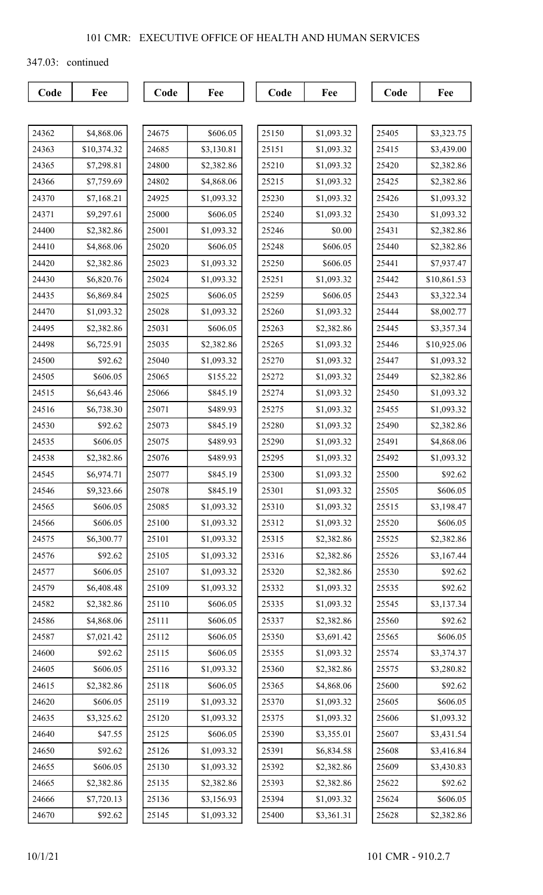347.03: continued

| Code | Fee | Code | Fee | Code | Fee | Code | Fee |
|---|---|---|---|---|---|---|---|
| 24362 | $4,868.06 | 24675 | $606.05 | 25150 | $1,093.32 | 25405 | $3,323.75 |
| 24363 | $10,374.32 | 24685 | $3,130.81 | 25151 | $1,093.32 | 25415 | $3,439.00 |
| 24365 | $7,298.81 | 24800 | $2,382.86 | 25210 | $1,093.32 | 25420 | $2,382.86 |
| 24366 | $7,759.69 | 24802 | $4,868.06 | 25215 | $1,093.32 | 25425 | $2,382.86 |
| 24370 | $7,168.21 | 24925 | $1,093.32 | 25230 | $1,093.32 | 25426 | $1,093.32 |
| 24371 | $9,297.61 | 25000 | $606.05 | 25240 | $1,093.32 | 25430 | $1,093.32 |
| 24400 | $2,382.86 | 25001 | $1,093.32 | 25246 | $0.00 | 25431 | $2,382.86 |
| 24410 | $4,868.06 | 25020 | $606.05 | 25248 | $606.05 | 25440 | $2,382.86 |
| 24420 | $2,382.86 | 25023 | $1,093.32 | 25250 | $606.05 | 25441 | $7,937.47 |
| 24430 | $6,820.76 | 25024 | $1,093.32 | 25251 | $1,093.32 | 25442 | $10,861.53 |
| 24435 | $6,869.84 | 25025 | $606.05 | 25259 | $606.05 | 25443 | $3,322.34 |
| 24470 | $1,093.32 | 25028 | $1,093.32 | 25260 | $1,093.32 | 25444 | $8,002.77 |
| 24495 | $2,382.86 | 25031 | $606.05 | 25263 | $2,382.86 | 25445 | $3,357.34 |
| 24498 | $6,725.91 | 25035 | $2,382.86 | 25265 | $1,093.32 | 25446 | $10,925.06 |
| 24500 | $92.62 | 25040 | $1,093.32 | 25270 | $1,093.32 | 25447 | $1,093.32 |
| 24505 | $606.05 | 25065 | $155.22 | 25272 | $1,093.32 | 25449 | $2,382.86 |
| 24515 | $6,643.46 | 25066 | $845.19 | 25274 | $1,093.32 | 25450 | $1,093.32 |
| 24516 | $6,738.30 | 25071 | $489.93 | 25275 | $1,093.32 | 25455 | $1,093.32 |
| 24530 | $92.62 | 25073 | $845.19 | 25280 | $1,093.32 | 25490 | $2,382.86 |
| 24535 | $606.05 | 25075 | $489.93 | 25290 | $1,093.32 | 25491 | $4,868.06 |
| 24538 | $2,382.86 | 25076 | $489.93 | 25295 | $1,093.32 | 25492 | $1,093.32 |
| 24545 | $6,974.71 | 25077 | $845.19 | 25300 | $1,093.32 | 25500 | $92.62 |
| 24546 | $9,323.66 | 25078 | $845.19 | 25301 | $1,093.32 | 25505 | $606.05 |
| 24565 | $606.05 | 25085 | $1,093.32 | 25310 | $1,093.32 | 25515 | $3,198.47 |
| 24566 | $606.05 | 25100 | $1,093.32 | 25312 | $1,093.32 | 25520 | $606.05 |
| 24575 | $6,300.77 | 25101 | $1,093.32 | 25315 | $2,382.86 | 25525 | $2,382.86 |
| 24576 | $92.62 | 25105 | $1,093.32 | 25316 | $2,382.86 | 25526 | $3,167.44 |
| 24577 | $606.05 | 25107 | $1,093.32 | 25320 | $2,382.86 | 25530 | $92.62 |
| 24579 | $6,408.48 | 25109 | $1,093.32 | 25332 | $1,093.32 | 25535 | $92.62 |
| 24582 | $2,382.86 | 25110 | $606.05 | 25335 | $1,093.32 | 25545 | $3,137.34 |
| 24586 | $4,868.06 | 25111 | $606.05 | 25337 | $2,382.86 | 25560 | $92.62 |
| 24587 | $7,021.42 | 25112 | $606.05 | 25350 | $3,691.42 | 25565 | $606.05 |
| 24600 | $92.62 | 25115 | $606.05 | 25355 | $1,093.32 | 25574 | $3,374.37 |
| 24605 | $606.05 | 25116 | $1,093.32 | 25360 | $2,382.86 | 25575 | $3,280.82 |
| 24615 | $2,382.86 | 25118 | $606.05 | 25365 | $4,868.06 | 25600 | $92.62 |
| 24620 | $606.05 | 25119 | $1,093.32 | 25370 | $1,093.32 | 25605 | $606.05 |
| 24635 | $3,325.62 | 25120 | $1,093.32 | 25375 | $1,093.32 | 25606 | $1,093.32 |
| 24640 | $47.55 | 25125 | $606.05 | 25390 | $3,355.01 | 25607 | $3,431.54 |
| 24650 | $92.62 | 25126 | $1,093.32 | 25391 | $6,834.58 | 25608 | $3,416.84 |
| 24655 | $606.05 | 25130 | $1,093.32 | 25392 | $2,382.86 | 25609 | $3,430.83 |
| 24665 | $2,382.86 | 25135 | $2,382.86 | 25393 | $2,382.86 | 25622 | $92.62 |
| 24666 | $7,720.13 | 25136 | $3,156.93 | 25394 | $1,093.32 | 25624 | $606.05 |
| 24670 | $92.62 | 25145 | $1,093.32 | 25400 | $3,361.31 | 25628 | $2,382.86 |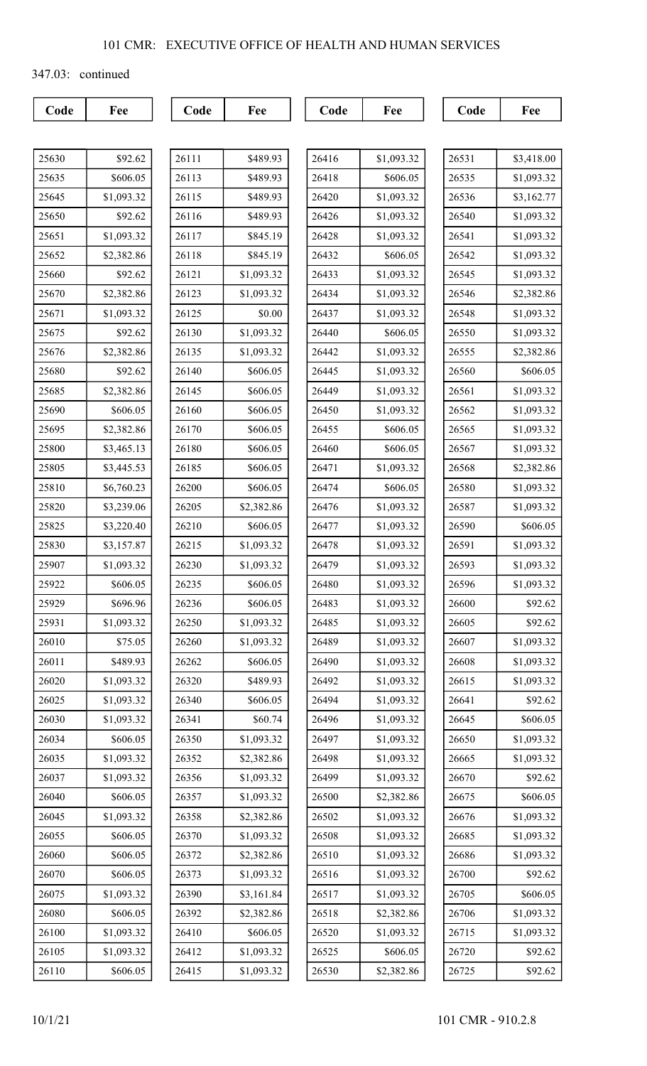347.03: continued

| Code | Fee | Code | Fee | Code | Fee | Code | Fee |
|---|---|---|---|---|---|---|---|
| 25630 | $92.62 | 26111 | $489.93 | 26416 | $1,093.32 | 26531 | $3,418.00 |
| 25635 | $606.05 | 26113 | $489.93 | 26418 | $606.05 | 26535 | $1,093.32 |
| 25645 | $1,093.32 | 26115 | $489.93 | 26420 | $1,093.32 | 26536 | $3,162.77 |
| 25650 | $92.62 | 26116 | $489.93 | 26426 | $1,093.32 | 26540 | $1,093.32 |
| 25651 | $1,093.32 | 26117 | $845.19 | 26428 | $1,093.32 | 26541 | $1,093.32 |
| 25652 | $2,382.86 | 26118 | $845.19 | 26432 | $606.05 | 26542 | $1,093.32 |
| 25660 | $92.62 | 26121 | $1,093.32 | 26433 | $1,093.32 | 26545 | $1,093.32 |
| 25670 | $2,382.86 | 26123 | $1,093.32 | 26434 | $1,093.32 | 26546 | $2,382.86 |
| 25671 | $1,093.32 | 26125 | $0.00 | 26437 | $1,093.32 | 26548 | $1,093.32 |
| 25675 | $92.62 | 26130 | $1,093.32 | 26440 | $606.05 | 26550 | $1,093.32 |
| 25676 | $2,382.86 | 26135 | $1,093.32 | 26442 | $1,093.32 | 26555 | $2,382.86 |
| 25680 | $92.62 | 26140 | $606.05 | 26445 | $1,093.32 | 26560 | $606.05 |
| 25685 | $2,382.86 | 26145 | $606.05 | 26449 | $1,093.32 | 26561 | $1,093.32 |
| 25690 | $606.05 | 26160 | $606.05 | 26450 | $1,093.32 | 26562 | $1,093.32 |
| 25695 | $2,382.86 | 26170 | $606.05 | 26455 | $606.05 | 26565 | $1,093.32 |
| 25800 | $3,465.13 | 26180 | $606.05 | 26460 | $606.05 | 26567 | $1,093.32 |
| 25805 | $3,445.53 | 26185 | $606.05 | 26471 | $1,093.32 | 26568 | $2,382.86 |
| 25810 | $6,760.23 | 26200 | $606.05 | 26474 | $606.05 | 26580 | $1,093.32 |
| 25820 | $3,239.06 | 26205 | $2,382.86 | 26476 | $1,093.32 | 26587 | $1,093.32 |
| 25825 | $3,220.40 | 26210 | $606.05 | 26477 | $1,093.32 | 26590 | $606.05 |
| 25830 | $3,157.87 | 26215 | $1,093.32 | 26478 | $1,093.32 | 26591 | $1,093.32 |
| 25907 | $1,093.32 | 26230 | $1,093.32 | 26479 | $1,093.32 | 26593 | $1,093.32 |
| 25922 | $606.05 | 26235 | $606.05 | 26480 | $1,093.32 | 26596 | $1,093.32 |
| 25929 | $696.96 | 26236 | $606.05 | 26483 | $1,093.32 | 26600 | $92.62 |
| 25931 | $1,093.32 | 26250 | $1,093.32 | 26485 | $1,093.32 | 26605 | $92.62 |
| 26010 | $75.05 | 26260 | $1,093.32 | 26489 | $1,093.32 | 26607 | $1,093.32 |
| 26011 | $489.93 | 26262 | $606.05 | 26490 | $1,093.32 | 26608 | $1,093.32 |
| 26020 | $1,093.32 | 26320 | $489.93 | 26492 | $1,093.32 | 26615 | $1,093.32 |
| 26025 | $1,093.32 | 26340 | $606.05 | 26494 | $1,093.32 | 26641 | $92.62 |
| 26030 | $1,093.32 | 26341 | $60.74 | 26496 | $1,093.32 | 26645 | $606.05 |
| 26034 | $606.05 | 26350 | $1,093.32 | 26497 | $1,093.32 | 26650 | $1,093.32 |
| 26035 | $1,093.32 | 26352 | $2,382.86 | 26498 | $1,093.32 | 26665 | $1,093.32 |
| 26037 | $1,093.32 | 26356 | $1,093.32 | 26499 | $1,093.32 | 26670 | $92.62 |
| 26040 | $606.05 | 26357 | $1,093.32 | 26500 | $2,382.86 | 26675 | $606.05 |
| 26045 | $1,093.32 | 26358 | $2,382.86 | 26502 | $1,093.32 | 26676 | $1,093.32 |
| 26055 | $606.05 | 26370 | $1,093.32 | 26508 | $1,093.32 | 26685 | $1,093.32 |
| 26060 | $606.05 | 26372 | $2,382.86 | 26510 | $1,093.32 | 26686 | $1,093.32 |
| 26070 | $606.05 | 26373 | $1,093.32 | 26516 | $1,093.32 | 26700 | $92.62 |
| 26075 | $1,093.32 | 26390 | $3,161.84 | 26517 | $1,093.32 | 26705 | $606.05 |
| 26080 | $606.05 | 26392 | $2,382.86 | 26518 | $2,382.86 | 26706 | $1,093.32 |
| 26100 | $1,093.32 | 26410 | $606.05 | 26520 | $1,093.32 | 26715 | $1,093.32 |
| 26105 | $1,093.32 | 26412 | $1,093.32 | 26525 | $606.05 | 26720 | $92.62 |
| 26110 | $606.05 | 26415 | $1,093.32 | 26530 | $2,382.86 | 26725 | $92.62 |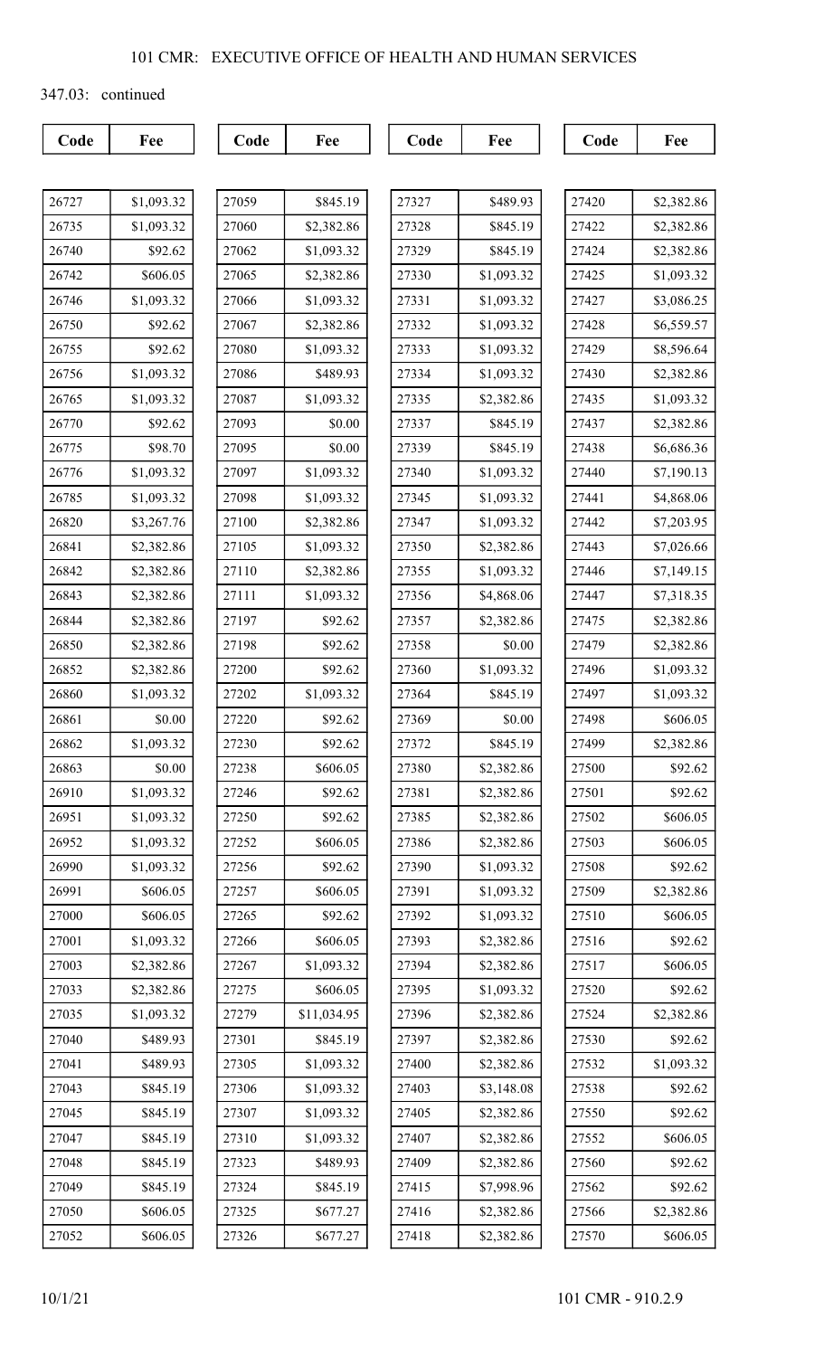347.03: continued

| Code | Fee |
|---|---|
| 26727 | $1,093.32 |
| 26735 | $1,093.32 |
| 26740 | $92.62 |
| 26742 | $606.05 |
| 26746 | $1,093.32 |
| 26750 | $92.62 |
| 26755 | $92.62 |
| 26756 | $1,093.32 |
| 26765 | $1,093.32 |
| 26770 | $92.62 |
| 26775 | $98.70 |
| 26776 | $1,093.32 |
| 26785 | $1,093.32 |
| 26820 | $3,267.76 |
| 26841 | $2,382.86 |
| 26842 | $2,382.86 |
| 26843 | $2,382.86 |
| 26844 | $2,382.86 |
| 26850 | $2,382.86 |
| 26852 | $2,382.86 |
| 26860 | $1,093.32 |
| 26861 | $0.00 |
| 26862 | $1,093.32 |
| 26863 | $0.00 |
| 26910 | $1,093.32 |
| 26951 | $1,093.32 |
| 26952 | $1,093.32 |
| 26990 | $1,093.32 |
| 26991 | $606.05 |
| 27000 | $606.05 |
| 27001 | $1,093.32 |
| 27003 | $2,382.86 |
| 27033 | $2,382.86 |
| 27035 | $1,093.32 |
| 27040 | $489.93 |
| 27041 | $489.93 |
| 27043 | $845.19 |
| 27045 | $845.19 |
| 27047 | $845.19 |
| 27048 | $845.19 |
| 27049 | $845.19 |
| 27050 | $606.05 |
| 27052 | $606.05 |
| 27059 | $845.19 |
| 27060 | $2,382.86 |
| 27062 | $1,093.32 |
| 27065 | $2,382.86 |
| 27066 | $1,093.32 |
| 27067 | $2,382.86 |
| 27080 | $1,093.32 |
| 27086 | $489.93 |
| 27087 | $1,093.32 |
| 27093 | $0.00 |
| 27095 | $0.00 |
| 27097 | $1,093.32 |
| 27098 | $1,093.32 |
| 27100 | $2,382.86 |
| 27105 | $1,093.32 |
| 27110 | $2,382.86 |
| 27111 | $1,093.32 |
| 27197 | $92.62 |
| 27198 | $92.62 |
| 27200 | $92.62 |
| 27202 | $1,093.32 |
| 27220 | $92.62 |
| 27230 | $92.62 |
| 27238 | $606.05 |
| 27246 | $92.62 |
| 27250 | $92.62 |
| 27252 | $606.05 |
| 27256 | $92.62 |
| 27257 | $606.05 |
| 27265 | $92.62 |
| 27266 | $606.05 |
| 27267 | $1,093.32 |
| 27275 | $606.05 |
| 27279 | $11,034.95 |
| 27301 | $845.19 |
| 27305 | $1,093.32 |
| 27306 | $1,093.32 |
| 27307 | $1,093.32 |
| 27310 | $1,093.32 |
| 27323 | $489.93 |
| 27324 | $845.19 |
| 27325 | $677.27 |
| 27326 | $677.27 |
| 27327 | $489.93 |
| 27328 | $845.19 |
| 27329 | $845.19 |
| 27330 | $1,093.32 |
| 27331 | $1,093.32 |
| 27332 | $1,093.32 |
| 27333 | $1,093.32 |
| 27334 | $1,093.32 |
| 27335 | $2,382.86 |
| 27337 | $845.19 |
| 27339 | $845.19 |
| 27340 | $1,093.32 |
| 27345 | $1,093.32 |
| 27347 | $1,093.32 |
| 27350 | $2,382.86 |
| 27355 | $1,093.32 |
| 27356 | $4,868.06 |
| 27357 | $2,382.86 |
| 27358 | $0.00 |
| 27360 | $1,093.32 |
| 27364 | $845.19 |
| 27369 | $0.00 |
| 27372 | $845.19 |
| 27380 | $2,382.86 |
| 27381 | $2,382.86 |
| 27385 | $2,382.86 |
| 27386 | $2,382.86 |
| 27390 | $1,093.32 |
| 27391 | $1,093.32 |
| 27392 | $1,093.32 |
| 27393 | $2,382.86 |
| 27394 | $2,382.86 |
| 27395 | $1,093.32 |
| 27396 | $2,382.86 |
| 27397 | $2,382.86 |
| 27400 | $2,382.86 |
| 27403 | $3,148.08 |
| 27405 | $2,382.86 |
| 27407 | $2,382.86 |
| 27409 | $2,382.86 |
| 27415 | $7,998.96 |
| 27416 | $2,382.86 |
| 27418 | $2,382.86 |
| 27420 | $2,382.86 |
| 27422 | $2,382.86 |
| 27424 | $2,382.86 |
| 27425 | $1,093.32 |
| 27427 | $3,086.25 |
| 27428 | $6,559.57 |
| 27429 | $8,596.64 |
| 27430 | $2,382.86 |
| 27435 | $1,093.32 |
| 27437 | $2,382.86 |
| 27438 | $6,686.36 |
| 27440 | $7,190.13 |
| 27441 | $4,868.06 |
| 27442 | $7,203.95 |
| 27443 | $7,026.66 |
| 27446 | $7,149.15 |
| 27447 | $7,318.35 |
| 27475 | $2,382.86 |
| 27479 | $2,382.86 |
| 27496 | $1,093.32 |
| 27497 | $1,093.32 |
| 27498 | $606.05 |
| 27499 | $2,382.86 |
| 27500 | $92.62 |
| 27501 | $92.62 |
| 27502 | $606.05 |
| 27503 | $606.05 |
| 27508 | $92.62 |
| 27509 | $2,382.86 |
| 27510 | $606.05 |
| 27516 | $92.62 |
| 27517 | $606.05 |
| 27520 | $92.62 |
| 27524 | $2,382.86 |
| 27530 | $92.62 |
| 27532 | $1,093.32 |
| 27538 | $92.62 |
| 27550 | $92.62 |
| 27552 | $606.05 |
| 27560 | $92.62 |
| 27562 | $92.62 |
| 27566 | $2,382.86 |
| 27570 | $606.05 |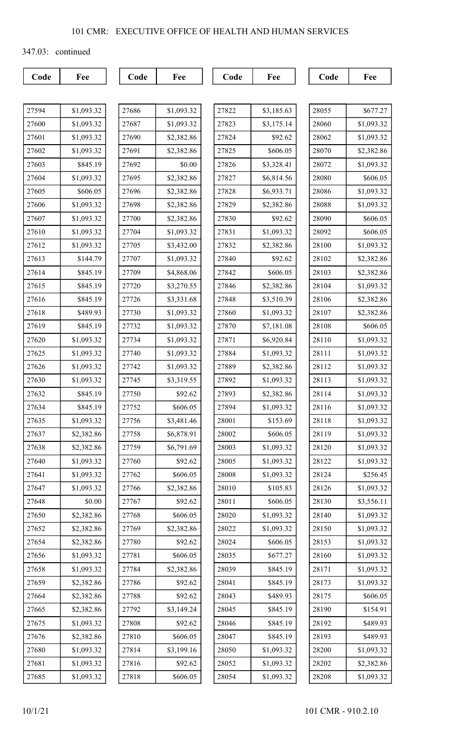347.03: continued

| Code | Fee | Code | Fee | Code | Fee | Code | Fee |
|---|---|---|---|---|---|---|---|
| 27594 | $1,093.32 | 27686 | $1,093.32 | 27822 | $3,185.63 | 28055 | $677.27 |
| 27600 | $1,093.32 | 27687 | $1,093.32 | 27823 | $3,175.14 | 28060 | $1,093.32 |
| 27601 | $1,093.32 | 27690 | $2,382.86 | 27824 | $92.62 | 28062 | $1,093.32 |
| 27602 | $1,093.32 | 27691 | $2,382.86 | 27825 | $606.05 | 28070 | $2,382.86 |
| 27603 | $845.19 | 27692 | $0.00 | 27826 | $3,328.41 | 28072 | $1,093.32 |
| 27604 | $1,093.32 | 27695 | $2,382.86 | 27827 | $6,814.56 | 28080 | $606.05 |
| 27605 | $606.05 | 27696 | $2,382.86 | 27828 | $6,933.71 | 28086 | $1,093.32 |
| 27606 | $1,093.32 | 27698 | $2,382.86 | 27829 | $2,382.86 | 28088 | $1,093.32 |
| 27607 | $1,093.32 | 27700 | $2,382.86 | 27830 | $92.62 | 28090 | $606.05 |
| 27610 | $1,093.32 | 27704 | $1,093.32 | 27831 | $1,093.32 | 28092 | $606.05 |
| 27612 | $1,093.32 | 27705 | $3,432.00 | 27832 | $2,382.86 | 28100 | $1,093.32 |
| 27613 | $144.79 | 27707 | $1,093.32 | 27840 | $92.62 | 28102 | $2,382.86 |
| 27614 | $845.19 | 27709 | $4,868.06 | 27842 | $606.05 | 28103 | $2,382.86 |
| 27615 | $845.19 | 27720 | $3,270.55 | 27846 | $2,382.86 | 28104 | $1,093.32 |
| 27616 | $845.19 | 27726 | $3,331.68 | 27848 | $3,510.39 | 28106 | $2,382.86 |
| 27618 | $489.93 | 27730 | $1,093.32 | 27860 | $1,093.32 | 28107 | $2,382.86 |
| 27619 | $845.19 | 27732 | $1,093.32 | 27870 | $7,181.08 | 28108 | $606.05 |
| 27620 | $1,093.32 | 27734 | $1,093.32 | 27871 | $6,920.84 | 28110 | $1,093.32 |
| 27625 | $1,093.32 | 27740 | $1,093.32 | 27884 | $1,093.32 | 28111 | $1,093.32 |
| 27626 | $1,093.32 | 27742 | $1,093.32 | 27889 | $2,382.86 | 28112 | $1,093.32 |
| 27630 | $1,093.32 | 27745 | $3,319.55 | 27892 | $1,093.32 | 28113 | $1,093.32 |
| 27632 | $845.19 | 27750 | $92.62 | 27893 | $2,382.86 | 28114 | $1,093.32 |
| 27634 | $845.19 | 27752 | $606.05 | 27894 | $1,093.32 | 28116 | $1,093.32 |
| 27635 | $1,093.32 | 27756 | $3,481.46 | 28001 | $153.69 | 28118 | $1,093.32 |
| 27637 | $2,382.86 | 27758 | $6,878.91 | 28002 | $606.05 | 28119 | $1,093.32 |
| 27638 | $2,382.86 | 27759 | $6,791.69 | 28003 | $1,093.32 | 28120 | $1,093.32 |
| 27640 | $1,093.32 | 27760 | $92.62 | 28005 | $1,093.32 | 28122 | $1,093.32 |
| 27641 | $1,093.32 | 27762 | $606.05 | 28008 | $1,093.32 | 28124 | $256.45 |
| 27647 | $1,093.32 | 27766 | $2,382.86 | 28010 | $105.83 | 28126 | $1,093.32 |
| 27648 | $0.00 | 27767 | $92.62 | 28011 | $606.05 | 28130 | $3,556.11 |
| 27650 | $2,382.86 | 27768 | $606.05 | 28020 | $1,093.32 | 28140 | $1,093.32 |
| 27652 | $2,382.86 | 27769 | $2,382.86 | 28022 | $1,093.32 | 28150 | $1,093.32 |
| 27654 | $2,382.86 | 27780 | $92.62 | 28024 | $606.05 | 28153 | $1,093.32 |
| 27656 | $1,093.32 | 27781 | $606.05 | 28035 | $677.27 | 28160 | $1,093.32 |
| 27658 | $1,093.32 | 27784 | $2,382.86 | 28039 | $845.19 | 28171 | $1,093.32 |
| 27659 | $2,382.86 | 27786 | $92.62 | 28041 | $845.19 | 28173 | $1,093.32 |
| 27664 | $2,382.86 | 27788 | $92.62 | 28043 | $489.93 | 28175 | $606.05 |
| 27665 | $2,382.86 | 27792 | $3,149.24 | 28045 | $845.19 | 28190 | $154.91 |
| 27675 | $1,093.32 | 27808 | $92.62 | 28046 | $845.19 | 28192 | $489.93 |
| 27676 | $2,382.86 | 27810 | $606.05 | 28047 | $845.19 | 28193 | $489.93 |
| 27680 | $1,093.32 | 27814 | $3,199.16 | 28050 | $1,093.32 | 28200 | $1,093.32 |
| 27681 | $1,093.32 | 27816 | $92.62 | 28052 | $1,093.32 | 28202 | $2,382.86 |
| 27685 | $1,093.32 | 27818 | $606.05 | 28054 | $1,093.32 | 28208 | $1,093.32 |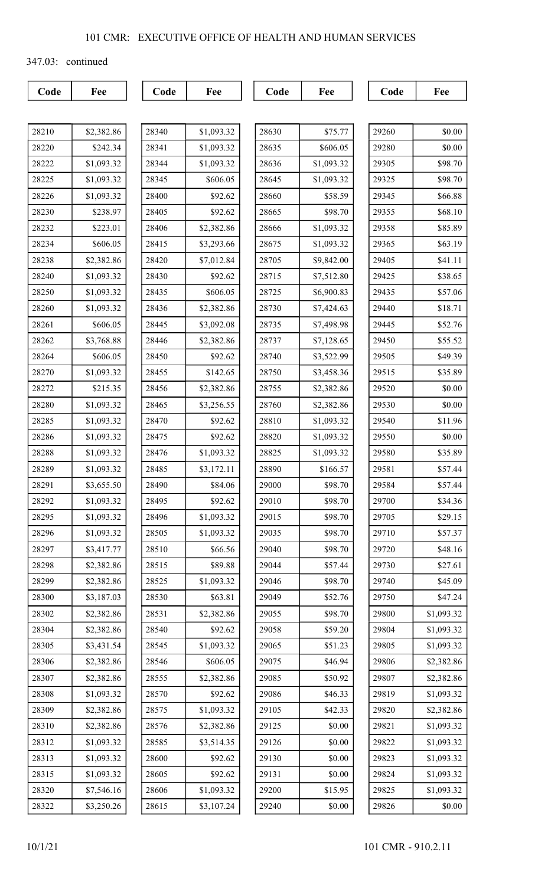347.03: continued

| Code | Fee | Code | Fee | Code | Fee | Code | Fee |
|---|---|---|---|---|---|---|---|
| 28210 | $2,382.86 | 28340 | $1,093.32 | 28630 | $75.77 | 29260 | $0.00 |
| 28220 | $242.34 | 28341 | $1,093.32 | 28635 | $606.05 | 29280 | $0.00 |
| 28222 | $1,093.32 | 28344 | $1,093.32 | 28636 | $1,093.32 | 29305 | $98.70 |
| 28225 | $1,093.32 | 28345 | $606.05 | 28645 | $1,093.32 | 29325 | $98.70 |
| 28226 | $1,093.32 | 28400 | $92.62 | 28660 | $58.59 | 29345 | $66.88 |
| 28230 | $238.97 | 28405 | $92.62 | 28665 | $98.70 | 29355 | $68.10 |
| 28232 | $223.01 | 28406 | $2,382.86 | 28666 | $1,093.32 | 29358 | $85.89 |
| 28234 | $606.05 | 28415 | $3,293.66 | 28675 | $1,093.32 | 29365 | $63.19 |
| 28238 | $2,382.86 | 28420 | $7,012.84 | 28705 | $9,842.00 | 29405 | $41.11 |
| 28240 | $1,093.32 | 28430 | $92.62 | 28715 | $7,512.80 | 29425 | $38.65 |
| 28250 | $1,093.32 | 28435 | $606.05 | 28725 | $6,900.83 | 29435 | $57.06 |
| 28260 | $1,093.32 | 28436 | $2,382.86 | 28730 | $7,424.63 | 29440 | $18.71 |
| 28261 | $606.05 | 28445 | $3,092.08 | 28735 | $7,498.98 | 29445 | $52.76 |
| 28262 | $3,768.88 | 28446 | $2,382.86 | 28737 | $7,128.65 | 29450 | $55.52 |
| 28264 | $606.05 | 28450 | $92.62 | 28740 | $3,522.99 | 29505 | $49.39 |
| 28270 | $1,093.32 | 28455 | $142.65 | 28750 | $3,458.36 | 29515 | $35.89 |
| 28272 | $215.35 | 28456 | $2,382.86 | 28755 | $2,382.86 | 29520 | $0.00 |
| 28280 | $1,093.32 | 28465 | $3,256.55 | 28760 | $2,382.86 | 29530 | $0.00 |
| 28285 | $1,093.32 | 28470 | $92.62 | 28810 | $1,093.32 | 29540 | $11.96 |
| 28286 | $1,093.32 | 28475 | $92.62 | 28820 | $1,093.32 | 29550 | $0.00 |
| 28288 | $1,093.32 | 28476 | $1,093.32 | 28825 | $1,093.32 | 29580 | $35.89 |
| 28289 | $1,093.32 | 28485 | $3,172.11 | 28890 | $166.57 | 29581 | $57.44 |
| 28291 | $3,655.50 | 28490 | $84.06 | 29000 | $98.70 | 29584 | $57.44 |
| 28292 | $1,093.32 | 28495 | $92.62 | 29010 | $98.70 | 29700 | $34.36 |
| 28295 | $1,093.32 | 28496 | $1,093.32 | 29015 | $98.70 | 29705 | $29.15 |
| 28296 | $1,093.32 | 28505 | $1,093.32 | 29035 | $98.70 | 29710 | $57.37 |
| 28297 | $3,417.77 | 28510 | $66.56 | 29040 | $98.70 | 29720 | $48.16 |
| 28298 | $2,382.86 | 28515 | $89.88 | 29044 | $57.44 | 29730 | $27.61 |
| 28299 | $2,382.86 | 28525 | $1,093.32 | 29046 | $98.70 | 29740 | $45.09 |
| 28300 | $3,187.03 | 28530 | $63.81 | 29049 | $52.76 | 29750 | $47.24 |
| 28302 | $2,382.86 | 28531 | $2,382.86 | 29055 | $98.70 | 29800 | $1,093.32 |
| 28304 | $2,382.86 | 28540 | $92.62 | 29058 | $59.20 | 29804 | $1,093.32 |
| 28305 | $3,431.54 | 28545 | $1,093.32 | 29065 | $51.23 | 29805 | $1,093.32 |
| 28306 | $2,382.86 | 28546 | $606.05 | 29075 | $46.94 | 29806 | $2,382.86 |
| 28307 | $2,382.86 | 28555 | $2,382.86 | 29085 | $50.92 | 29807 | $2,382.86 |
| 28308 | $1,093.32 | 28570 | $92.62 | 29086 | $46.33 | 29819 | $1,093.32 |
| 28309 | $2,382.86 | 28575 | $1,093.32 | 29105 | $42.33 | 29820 | $2,382.86 |
| 28310 | $2,382.86 | 28576 | $2,382.86 | 29125 | $0.00 | 29821 | $1,093.32 |
| 28312 | $1,093.32 | 28585 | $3,514.35 | 29126 | $0.00 | 29822 | $1,093.32 |
| 28313 | $1,093.32 | 28600 | $92.62 | 29130 | $0.00 | 29823 | $1,093.32 |
| 28315 | $1,093.32 | 28605 | $92.62 | 29131 | $0.00 | 29824 | $1,093.32 |
| 28320 | $7,546.16 | 28606 | $1,093.32 | 29200 | $15.95 | 29825 | $1,093.32 |
| 28322 | $3,250.26 | 28615 | $3,107.24 | 29240 | $0.00 | 29826 | $0.00 |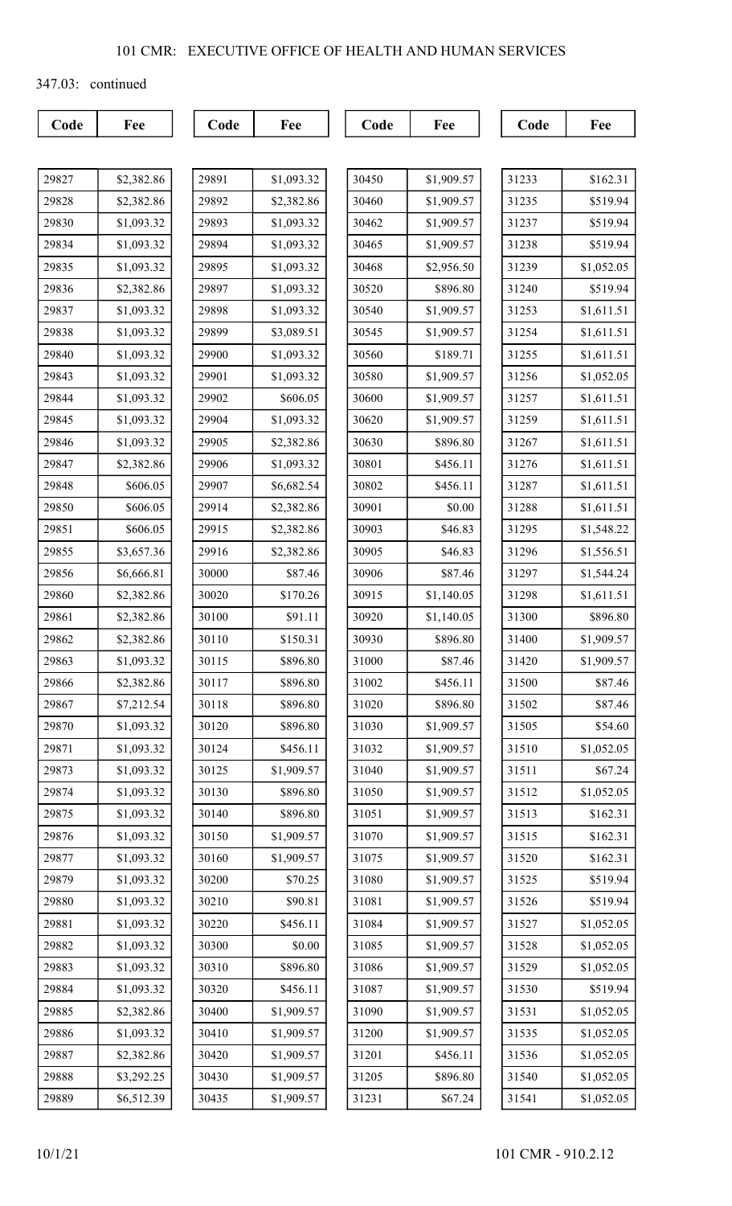347.03: continued

| Code | Fee |
|---|---|
| 29827 | $2,382.86 |
| 29828 | $2,382.86 |
| 29830 | $1,093.32 |
| 29834 | $1,093.32 |
| 29835 | $1,093.32 |
| 29836 | $2,382.86 |
| 29837 | $1,093.32 |
| 29838 | $1,093.32 |
| 29840 | $1,093.32 |
| 29843 | $1,093.32 |
| 29844 | $1,093.32 |
| 29845 | $1,093.32 |
| 29846 | $1,093.32 |
| 29847 | $2,382.86 |
| 29848 | $606.05 |
| 29850 | $606.05 |
| 29851 | $606.05 |
| 29855 | $3,657.36 |
| 29856 | $6,666.81 |
| 29860 | $2,382.86 |
| 29861 | $2,382.86 |
| 29862 | $2,382.86 |
| 29863 | $1,093.32 |
| 29866 | $2,382.86 |
| 29867 | $7,212.54 |
| 29870 | $1,093.32 |
| 29871 | $1,093.32 |
| 29873 | $1,093.32 |
| 29874 | $1,093.32 |
| 29875 | $1,093.32 |
| 29876 | $1,093.32 |
| 29877 | $1,093.32 |
| 29879 | $1,093.32 |
| 29880 | $1,093.32 |
| 29881 | $1,093.32 |
| 29882 | $1,093.32 |
| 29883 | $1,093.32 |
| 29884 | $1,093.32 |
| 29885 | $2,382.86 |
| 29886 | $1,093.32 |
| 29887 | $2,382.86 |
| 29888 | $3,292.25 |
| 29889 | $6,512.39 |
| 29891 | $1,093.32 |
| 29892 | $2,382.86 |
| 29893 | $1,093.32 |
| 29894 | $1,093.32 |
| 29895 | $1,093.32 |
| 29897 | $1,093.32 |
| 29898 | $1,093.32 |
| 29899 | $3,089.51 |
| 29900 | $1,093.32 |
| 29901 | $1,093.32 |
| 29902 | $606.05 |
| 29904 | $1,093.32 |
| 29905 | $2,382.86 |
| 29906 | $1,093.32 |
| 29907 | $6,682.54 |
| 29914 | $2,382.86 |
| 29915 | $2,382.86 |
| 29916 | $2,382.86 |
| 30000 | $87.46 |
| 30020 | $170.26 |
| 30100 | $91.11 |
| 30110 | $150.31 |
| 30115 | $896.80 |
| 30117 | $896.80 |
| 30118 | $896.80 |
| 30120 | $896.80 |
| 30124 | $456.11 |
| 30125 | $1,909.57 |
| 30130 | $896.80 |
| 30140 | $896.80 |
| 30150 | $1,909.57 |
| 30160 | $1,909.57 |
| 30200 | $70.25 |
| 30210 | $90.81 |
| 30220 | $456.11 |
| 30300 | $0.00 |
| 30310 | $896.80 |
| 30320 | $456.11 |
| 30400 | $1,909.57 |
| 30410 | $1,909.57 |
| 30420 | $1,909.57 |
| 30430 | $1,909.57 |
| 30435 | $1,909.57 |
| 30450 | $1,909.57 |
| 30460 | $1,909.57 |
| 30462 | $1,909.57 |
| 30465 | $1,909.57 |
| 30468 | $2,956.50 |
| 30520 | $896.80 |
| 30540 | $1,909.57 |
| 30545 | $1,909.57 |
| 30560 | $189.71 |
| 30580 | $1,909.57 |
| 30600 | $1,909.57 |
| 30620 | $1,909.57 |
| 30630 | $896.80 |
| 30801 | $456.11 |
| 30802 | $456.11 |
| 30901 | $0.00 |
| 30903 | $46.83 |
| 30905 | $46.83 |
| 30906 | $87.46 |
| 30915 | $1,140.05 |
| 30920 | $1,140.05 |
| 30930 | $896.80 |
| 31000 | $87.46 |
| 31002 | $456.11 |
| 31020 | $896.80 |
| 31030 | $1,909.57 |
| 31032 | $1,909.57 |
| 31040 | $1,909.57 |
| 31050 | $1,909.57 |
| 31051 | $1,909.57 |
| 31070 | $1,909.57 |
| 31075 | $1,909.57 |
| 31080 | $1,909.57 |
| 31081 | $1,909.57 |
| 31084 | $1,909.57 |
| 31085 | $1,909.57 |
| 31086 | $1,909.57 |
| 31087 | $1,909.57 |
| 31090 | $1,909.57 |
| 31200 | $1,909.57 |
| 31201 | $456.11 |
| 31205 | $896.80 |
| 31231 | $67.24 |
| 31233 | $162.31 |
| 31235 | $519.94 |
| 31237 | $519.94 |
| 31238 | $519.94 |
| 31239 | $1,052.05 |
| 31240 | $519.94 |
| 31253 | $1,611.51 |
| 31254 | $1,611.51 |
| 31255 | $1,611.51 |
| 31256 | $1,052.05 |
| 31257 | $1,611.51 |
| 31259 | $1,611.51 |
| 31267 | $1,611.51 |
| 31276 | $1,611.51 |
| 31287 | $1,611.51 |
| 31288 | $1,611.51 |
| 31295 | $1,548.22 |
| 31296 | $1,556.51 |
| 31297 | $1,544.24 |
| 31298 | $1,611.51 |
| 31300 | $896.80 |
| 31400 | $1,909.57 |
| 31420 | $1,909.57 |
| 31500 | $87.46 |
| 31502 | $87.46 |
| 31505 | $54.60 |
| 31510 | $1,052.05 |
| 31511 | $67.24 |
| 31512 | $1,052.05 |
| 31513 | $162.31 |
| 31515 | $162.31 |
| 31520 | $162.31 |
| 31525 | $519.94 |
| 31526 | $519.94 |
| 31527 | $1,052.05 |
| 31528 | $1,052.05 |
| 31529 | $1,052.05 |
| 31530 | $519.94 |
| 31531 | $1,052.05 |
| 31535 | $1,052.05 |
| 31536 | $1,052.05 |
| 31540 | $1,052.05 |
| 31541 | $1,052.05 |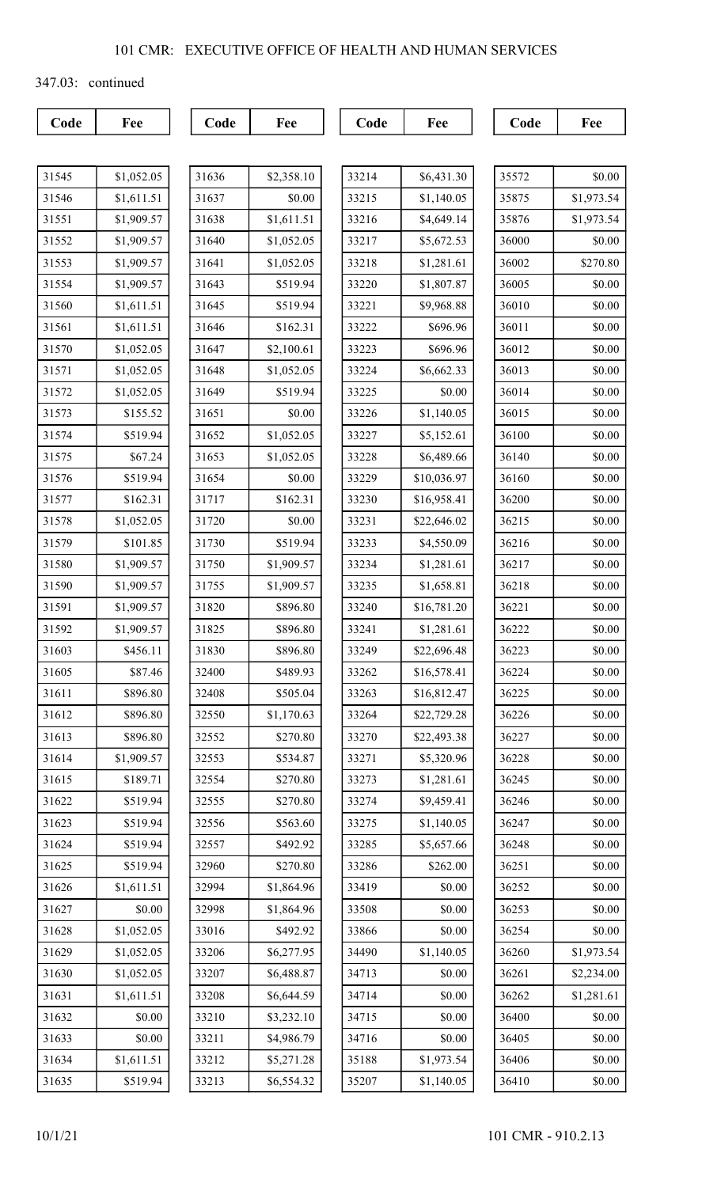347.03: continued

| Code | Fee | Code | Fee | Code | Fee | Code | Fee |
|---|---|---|---|---|---|---|---|
| 31545 | $1,052.05 | 31636 | $2,358.10 | 33214 | $6,431.30 | 35572 | $0.00 |
| 31546 | $1,611.51 | 31637 | $0.00 | 33215 | $1,140.05 | 35875 | $1,973.54 |
| 31551 | $1,909.57 | 31638 | $1,611.51 | 33216 | $4,649.14 | 35876 | $1,973.54 |
| 31552 | $1,909.57 | 31640 | $1,052.05 | 33217 | $5,672.53 | 36000 | $0.00 |
| 31553 | $1,909.57 | 31641 | $1,052.05 | 33218 | $1,281.61 | 36002 | $270.80 |
| 31554 | $1,909.57 | 31643 | $519.94 | 33220 | $1,807.87 | 36005 | $0.00 |
| 31560 | $1,611.51 | 31645 | $519.94 | 33221 | $9,968.88 | 36010 | $0.00 |
| 31561 | $1,611.51 | 31646 | $162.31 | 33222 | $696.96 | 36011 | $0.00 |
| 31570 | $1,052.05 | 31647 | $2,100.61 | 33223 | $696.96 | 36012 | $0.00 |
| 31571 | $1,052.05 | 31648 | $1,052.05 | 33224 | $6,662.33 | 36013 | $0.00 |
| 31572 | $1,052.05 | 31649 | $519.94 | 33225 | $0.00 | 36014 | $0.00 |
| 31573 | $155.52 | 31651 | $0.00 | 33226 | $1,140.05 | 36015 | $0.00 |
| 31574 | $519.94 | 31652 | $1,052.05 | 33227 | $5,152.61 | 36100 | $0.00 |
| 31575 | $67.24 | 31653 | $1,052.05 | 33228 | $6,489.66 | 36140 | $0.00 |
| 31576 | $519.94 | 31654 | $0.00 | 33229 | $10,036.97 | 36160 | $0.00 |
| 31577 | $162.31 | 31717 | $162.31 | 33230 | $16,958.41 | 36200 | $0.00 |
| 31578 | $1,052.05 | 31720 | $0.00 | 33231 | $22,646.02 | 36215 | $0.00 |
| 31579 | $101.85 | 31730 | $519.94 | 33233 | $4,550.09 | 36216 | $0.00 |
| 31580 | $1,909.57 | 31750 | $1,909.57 | 33234 | $1,281.61 | 36217 | $0.00 |
| 31590 | $1,909.57 | 31755 | $1,909.57 | 33235 | $1,658.81 | 36218 | $0.00 |
| 31591 | $1,909.57 | 31820 | $896.80 | 33240 | $16,781.20 | 36221 | $0.00 |
| 31592 | $1,909.57 | 31825 | $896.80 | 33241 | $1,281.61 | 36222 | $0.00 |
| 31603 | $456.11 | 31830 | $896.80 | 33249 | $22,696.48 | 36223 | $0.00 |
| 31605 | $87.46 | 32400 | $489.93 | 33262 | $16,578.41 | 36224 | $0.00 |
| 31611 | $896.80 | 32408 | $505.04 | 33263 | $16,812.47 | 36225 | $0.00 |
| 31612 | $896.80 | 32550 | $1,170.63 | 33264 | $22,729.28 | 36226 | $0.00 |
| 31613 | $896.80 | 32552 | $270.80 | 33270 | $22,493.38 | 36227 | $0.00 |
| 31614 | $1,909.57 | 32553 | $534.87 | 33271 | $5,320.96 | 36228 | $0.00 |
| 31615 | $189.71 | 32554 | $270.80 | 33273 | $1,281.61 | 36245 | $0.00 |
| 31622 | $519.94 | 32555 | $270.80 | 33274 | $9,459.41 | 36246 | $0.00 |
| 31623 | $519.94 | 32556 | $563.60 | 33275 | $1,140.05 | 36247 | $0.00 |
| 31624 | $519.94 | 32557 | $492.92 | 33285 | $5,657.66 | 36248 | $0.00 |
| 31625 | $519.94 | 32960 | $270.80 | 33286 | $262.00 | 36251 | $0.00 |
| 31626 | $1,611.51 | 32994 | $1,864.96 | 33419 | $0.00 | 36252 | $0.00 |
| 31627 | $0.00 | 32998 | $1,864.96 | 33508 | $0.00 | 36253 | $0.00 |
| 31628 | $1,052.05 | 33016 | $492.92 | 33866 | $0.00 | 36254 | $0.00 |
| 31629 | $1,052.05 | 33206 | $6,277.95 | 34490 | $1,140.05 | 36260 | $1,973.54 |
| 31630 | $1,052.05 | 33207 | $6,488.87 | 34713 | $0.00 | 36261 | $2,234.00 |
| 31631 | $1,611.51 | 33208 | $6,644.59 | 34714 | $0.00 | 36262 | $1,281.61 |
| 31632 | $0.00 | 33210 | $3,232.10 | 34715 | $0.00 | 36400 | $0.00 |
| 31633 | $0.00 | 33211 | $4,986.79 | 34716 | $0.00 | 36405 | $0.00 |
| 31634 | $1,611.51 | 33212 | $5,271.28 | 35188 | $1,973.54 | 36406 | $0.00 |
| 31635 | $519.94 | 33213 | $6,554.32 | 35207 | $1,140.05 | 36410 | $0.00 |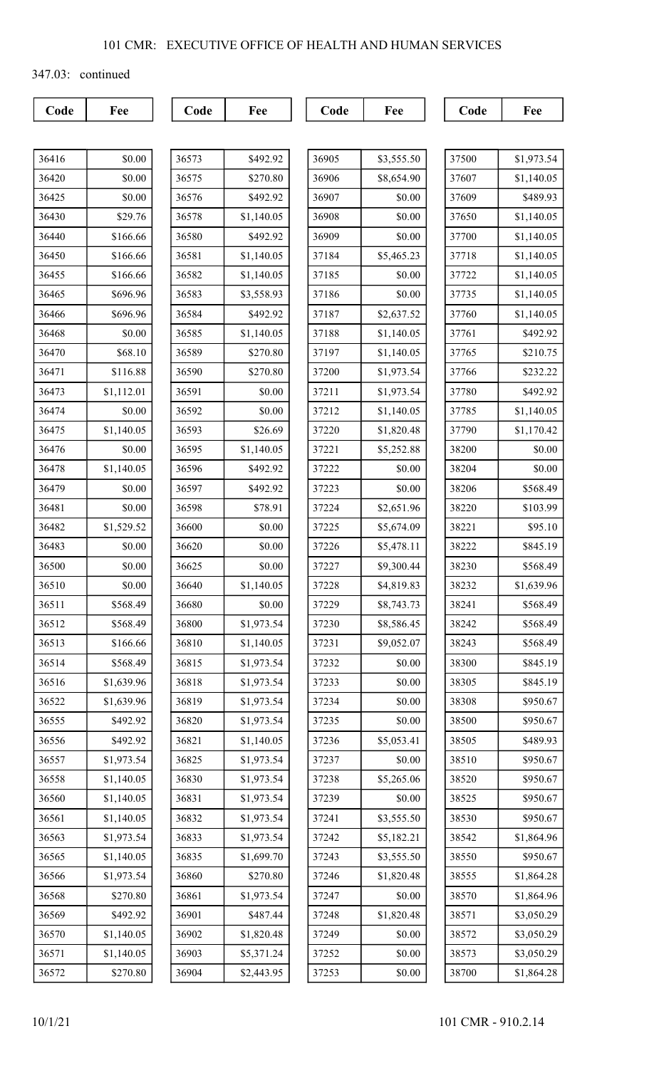347.03: continued

| Code | Fee |
|---|---|
| 36416 | $0.00 |
| 36420 | $0.00 |
| 36425 | $0.00 |
| 36430 | $29.76 |
| 36440 | $166.66 |
| 36450 | $166.66 |
| 36455 | $166.66 |
| 36465 | $696.96 |
| 36466 | $696.96 |
| 36468 | $0.00 |
| 36470 | $68.10 |
| 36471 | $116.88 |
| 36473 | $1,112.01 |
| 36474 | $0.00 |
| 36475 | $1,140.05 |
| 36476 | $0.00 |
| 36478 | $1,140.05 |
| 36479 | $0.00 |
| 36481 | $0.00 |
| 36482 | $1,529.52 |
| 36483 | $0.00 |
| 36500 | $0.00 |
| 36510 | $0.00 |
| 36511 | $568.49 |
| 36512 | $568.49 |
| 36513 | $166.66 |
| 36514 | $568.49 |
| 36516 | $1,639.96 |
| 36522 | $1,639.96 |
| 36555 | $492.92 |
| 36556 | $492.92 |
| 36557 | $1,973.54 |
| 36558 | $1,140.05 |
| 36560 | $1,140.05 |
| 36561 | $1,140.05 |
| 36563 | $1,973.54 |
| 36565 | $1,140.05 |
| 36566 | $1,973.54 |
| 36568 | $270.80 |
| 36569 | $492.92 |
| 36570 | $1,140.05 |
| 36571 | $1,140.05 |
| 36572 | $270.80 |
| 36573 | $492.92 |
| 36575 | $270.80 |
| 36576 | $492.92 |
| 36578 | $1,140.05 |
| 36580 | $492.92 |
| 36581 | $1,140.05 |
| 36582 | $1,140.05 |
| 36583 | $3,558.93 |
| 36584 | $492.92 |
| 36585 | $1,140.05 |
| 36589 | $270.80 |
| 36590 | $270.80 |
| 36591 | $0.00 |
| 36592 | $0.00 |
| 36593 | $26.69 |
| 36595 | $1,140.05 |
| 36596 | $492.92 |
| 36597 | $492.92 |
| 36598 | $78.91 |
| 36600 | $0.00 |
| 36620 | $0.00 |
| 36625 | $0.00 |
| 36640 | $1,140.05 |
| 36680 | $0.00 |
| 36800 | $1,973.54 |
| 36810 | $1,140.05 |
| 36815 | $1,973.54 |
| 36818 | $1,973.54 |
| 36819 | $1,973.54 |
| 36820 | $1,973.54 |
| 36821 | $1,140.05 |
| 36825 | $1,973.54 |
| 36830 | $1,973.54 |
| 36831 | $1,973.54 |
| 36832 | $1,973.54 |
| 36833 | $1,973.54 |
| 36835 | $1,699.70 |
| 36860 | $270.80 |
| 36861 | $1,973.54 |
| 36901 | $487.44 |
| 36902 | $1,820.48 |
| 36903 | $5,371.24 |
| 36904 | $2,443.95 |
| 36905 | $3,555.50 |
| 36906 | $8,654.90 |
| 36907 | $0.00 |
| 36908 | $0.00 |
| 36909 | $0.00 |
| 37184 | $5,465.23 |
| 37185 | $0.00 |
| 37186 | $0.00 |
| 37187 | $2,637.52 |
| 37188 | $1,140.05 |
| 37197 | $1,140.05 |
| 37200 | $1,973.54 |
| 37211 | $1,973.54 |
| 37212 | $1,140.05 |
| 37220 | $1,820.48 |
| 37221 | $5,252.88 |
| 37222 | $0.00 |
| 37223 | $0.00 |
| 37224 | $2,651.96 |
| 37225 | $5,674.09 |
| 37226 | $5,478.11 |
| 37227 | $9,300.44 |
| 37228 | $4,819.83 |
| 37229 | $8,743.73 |
| 37230 | $8,586.45 |
| 37231 | $9,052.07 |
| 37232 | $0.00 |
| 37233 | $0.00 |
| 37234 | $0.00 |
| 37235 | $0.00 |
| 37236 | $5,053.41 |
| 37237 | $0.00 |
| 37238 | $5,265.06 |
| 37239 | $0.00 |
| 37241 | $3,555.50 |
| 37242 | $5,182.21 |
| 37243 | $3,555.50 |
| 37246 | $1,820.48 |
| 37247 | $0.00 |
| 37248 | $1,820.48 |
| 37249 | $0.00 |
| 37252 | $0.00 |
| 37253 | $0.00 |
| 37500 | $1,973.54 |
| 37607 | $1,140.05 |
| 37609 | $489.93 |
| 37650 | $1,140.05 |
| 37700 | $1,140.05 |
| 37718 | $1,140.05 |
| 37722 | $1,140.05 |
| 37735 | $1,140.05 |
| 37760 | $1,140.05 |
| 37761 | $492.92 |
| 37765 | $210.75 |
| 37766 | $232.22 |
| 37780 | $492.92 |
| 37785 | $1,140.05 |
| 37790 | $1,170.42 |
| 38200 | $0.00 |
| 38204 | $0.00 |
| 38206 | $568.49 |
| 38220 | $103.99 |
| 38221 | $95.10 |
| 38222 | $845.19 |
| 38230 | $568.49 |
| 38232 | $1,639.96 |
| 38241 | $568.49 |
| 38242 | $568.49 |
| 38243 | $568.49 |
| 38300 | $845.19 |
| 38305 | $845.19 |
| 38308 | $950.67 |
| 38500 | $950.67 |
| 38505 | $489.93 |
| 38510 | $950.67 |
| 38520 | $950.67 |
| 38525 | $950.67 |
| 38530 | $950.67 |
| 38542 | $1,864.96 |
| 38550 | $950.67 |
| 38555 | $1,864.28 |
| 38570 | $1,864.96 |
| 38571 | $3,050.29 |
| 38572 | $3,050.29 |
| 38573 | $3,050.29 |
| 38700 | $1,864.28 |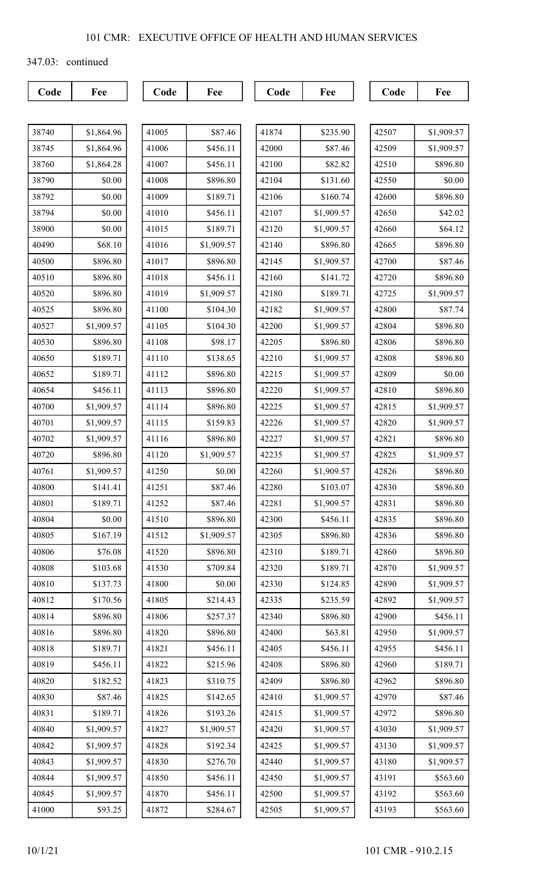347.03: continued

| Code | Fee | Code | Fee | Code | Fee | Code | Fee |
|---|---|---|---|---|---|---|---|
| 38740 | $1,864.96 | 41005 | $87.46 | 41874 | $235.90 | 42507 | $1,909.57 |
| 38745 | $1,864.96 | 41006 | $456.11 | 42000 | $87.46 | 42509 | $1,909.57 |
| 38760 | $1,864.28 | 41007 | $456.11 | 42100 | $82.82 | 42510 | $896.80 |
| 38790 | $0.00 | 41008 | $896.80 | 42104 | $131.60 | 42550 | $0.00 |
| 38792 | $0.00 | 41009 | $189.71 | 42106 | $160.74 | 42600 | $896.80 |
| 38794 | $0.00 | 41010 | $456.11 | 42107 | $1,909.57 | 42650 | $42.02 |
| 38900 | $0.00 | 41015 | $189.71 | 42120 | $1,909.57 | 42660 | $64.12 |
| 40490 | $68.10 | 41016 | $1,909.57 | 42140 | $896.80 | 42665 | $896.80 |
| 40500 | $896.80 | 41017 | $896.80 | 42145 | $1,909.57 | 42700 | $87.46 |
| 40510 | $896.80 | 41018 | $456.11 | 42160 | $141.72 | 42720 | $896.80 |
| 40520 | $896.80 | 41019 | $1,909.57 | 42180 | $189.71 | 42725 | $1,909.57 |
| 40525 | $896.80 | 41100 | $104.30 | 42182 | $1,909.57 | 42800 | $87.74 |
| 40527 | $1,909.57 | 41105 | $104.30 | 42200 | $1,909.57 | 42804 | $896.80 |
| 40530 | $896.80 | 41108 | $98.17 | 42205 | $896.80 | 42806 | $896.80 |
| 40650 | $189.71 | 41110 | $138.65 | 42210 | $1,909.57 | 42808 | $896.80 |
| 40652 | $189.71 | 41112 | $896.80 | 42215 | $1,909.57 | 42809 | $0.00 |
| 40654 | $456.11 | 41113 | $896.80 | 42220 | $1,909.57 | 42810 | $896.80 |
| 40700 | $1,909.57 | 41114 | $896.80 | 42225 | $1,909.57 | 42815 | $1,909.57 |
| 40701 | $1,909.57 | 41115 | $159.83 | 42226 | $1,909.57 | 42820 | $1,909.57 |
| 40702 | $1,909.57 | 41116 | $896.80 | 42227 | $1,909.57 | 42821 | $896.80 |
| 40720 | $896.80 | 41120 | $1,909.57 | 42235 | $1,909.57 | 42825 | $1,909.57 |
| 40761 | $1,909.57 | 41250 | $0.00 | 42260 | $1,909.57 | 42826 | $896.80 |
| 40800 | $141.41 | 41251 | $87.46 | 42280 | $103.07 | 42830 | $896.80 |
| 40801 | $189.71 | 41252 | $87.46 | 42281 | $1,909.57 | 42831 | $896.80 |
| 40804 | $0.00 | 41510 | $896.80 | 42300 | $456.11 | 42835 | $896.80 |
| 40805 | $167.19 | 41512 | $1,909.57 | 42305 | $896.80 | 42836 | $896.80 |
| 40806 | $76.08 | 41520 | $896.80 | 42310 | $189.71 | 42860 | $896.80 |
| 40808 | $103.68 | 41530 | $709.84 | 42320 | $189.71 | 42870 | $1,909.57 |
| 40810 | $137.73 | 41800 | $0.00 | 42330 | $124.85 | 42890 | $1,909.57 |
| 40812 | $170.56 | 41805 | $214.43 | 42335 | $235.59 | 42892 | $1,909.57 |
| 40814 | $896.80 | 41806 | $257.37 | 42340 | $896.80 | 42900 | $456.11 |
| 40816 | $896.80 | 41820 | $896.80 | 42400 | $63.81 | 42950 | $1,909.57 |
| 40818 | $189.71 | 41821 | $456.11 | 42405 | $456.11 | 42955 | $456.11 |
| 40819 | $456.11 | 41822 | $215.96 | 42408 | $896.80 | 42960 | $189.71 |
| 40820 | $182.52 | 41823 | $310.75 | 42409 | $896.80 | 42962 | $896.80 |
| 40830 | $87.46 | 41825 | $142.65 | 42410 | $1,909.57 | 42970 | $87.46 |
| 40831 | $189.71 | 41826 | $193.26 | 42415 | $1,909.57 | 42972 | $896.80 |
| 40840 | $1,909.57 | 41827 | $1,909.57 | 42420 | $1,909.57 | 43030 | $1,909.57 |
| 40842 | $1,909.57 | 41828 | $192.34 | 42425 | $1,909.57 | 43130 | $1,909.57 |
| 40843 | $1,909.57 | 41830 | $276.70 | 42440 | $1,909.57 | 43180 | $1,909.57 |
| 40844 | $1,909.57 | 41850 | $456.11 | 42450 | $1,909.57 | 43191 | $563.60 |
| 40845 | $1,909.57 | 41870 | $456.11 | 42500 | $1,909.57 | 43192 | $563.60 |
| 41000 | $93.25 | 41872 | $284.67 | 42505 | $1,909.57 | 43193 | $563.60 |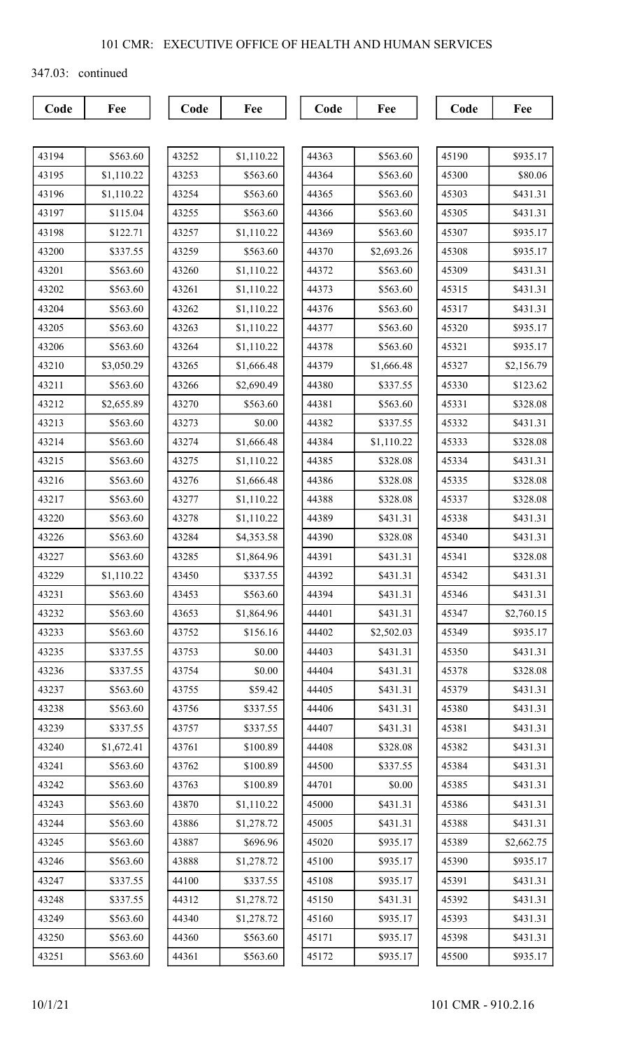347.03: continued

| Code | Fee |
|---|---|
| 43194 | $563.60 |
| 43195 | $1,110.22 |
| 43196 | $1,110.22 |
| 43197 | $115.04 |
| 43198 | $122.71 |
| 43200 | $337.55 |
| 43201 | $563.60 |
| 43202 | $563.60 |
| 43204 | $563.60 |
| 43205 | $563.60 |
| 43206 | $563.60 |
| 43210 | $3,050.29 |
| 43211 | $563.60 |
| 43212 | $2,655.89 |
| 43213 | $563.60 |
| 43214 | $563.60 |
| 43215 | $563.60 |
| 43216 | $563.60 |
| 43217 | $563.60 |
| 43220 | $563.60 |
| 43226 | $563.60 |
| 43227 | $563.60 |
| 43229 | $1,110.22 |
| 43231 | $563.60 |
| 43232 | $563.60 |
| 43233 | $563.60 |
| 43235 | $337.55 |
| 43236 | $337.55 |
| 43237 | $563.60 |
| 43238 | $563.60 |
| 43239 | $337.55 |
| 43240 | $1,672.41 |
| 43241 | $563.60 |
| 43242 | $563.60 |
| 43243 | $563.60 |
| 43244 | $563.60 |
| 43245 | $563.60 |
| 43246 | $563.60 |
| 43247 | $337.55 |
| 43248 | $337.55 |
| 43249 | $563.60 |
| 43250 | $563.60 |
| 43251 | $563.60 |
| 43252 | $1,110.22 |
| 43253 | $563.60 |
| 43254 | $563.60 |
| 43255 | $563.60 |
| 43257 | $1,110.22 |
| 43259 | $563.60 |
| 43260 | $1,110.22 |
| 43261 | $1,110.22 |
| 43262 | $1,110.22 |
| 43263 | $1,110.22 |
| 43264 | $1,110.22 |
| 43265 | $1,666.48 |
| 43266 | $2,690.49 |
| 43270 | $563.60 |
| 43273 | $0.00 |
| 43274 | $1,666.48 |
| 43275 | $1,110.22 |
| 43276 | $1,666.48 |
| 43277 | $1,110.22 |
| 43278 | $1,110.22 |
| 43284 | $4,353.58 |
| 43285 | $1,864.96 |
| 43450 | $337.55 |
| 43453 | $563.60 |
| 43653 | $1,864.96 |
| 43752 | $156.16 |
| 43753 | $0.00 |
| 43754 | $0.00 |
| 43755 | $59.42 |
| 43756 | $337.55 |
| 43757 | $337.55 |
| 43761 | $100.89 |
| 43762 | $100.89 |
| 43763 | $100.89 |
| 43870 | $1,110.22 |
| 43886 | $1,278.72 |
| 43887 | $696.96 |
| 43888 | $1,278.72 |
| 44100 | $337.55 |
| 44312 | $1,278.72 |
| 44340 | $1,278.72 |
| 44360 | $563.60 |
| 44361 | $563.60 |
| 44363 | $563.60 |
| 44364 | $563.60 |
| 44365 | $563.60 |
| 44366 | $563.60 |
| 44369 | $563.60 |
| 44370 | $2,693.26 |
| 44372 | $563.60 |
| 44373 | $563.60 |
| 44376 | $563.60 |
| 44377 | $563.60 |
| 44378 | $563.60 |
| 44379 | $1,666.48 |
| 44380 | $337.55 |
| 44381 | $563.60 |
| 44382 | $337.55 |
| 44384 | $1,110.22 |
| 44385 | $328.08 |
| 44386 | $328.08 |
| 44388 | $328.08 |
| 44389 | $431.31 |
| 44390 | $328.08 |
| 44391 | $431.31 |
| 44392 | $431.31 |
| 44394 | $431.31 |
| 44401 | $431.31 |
| 44402 | $2,502.03 |
| 44403 | $431.31 |
| 44404 | $431.31 |
| 44405 | $431.31 |
| 44406 | $431.31 |
| 44407 | $431.31 |
| 44408 | $328.08 |
| 44500 | $337.55 |
| 44701 | $0.00 |
| 45000 | $431.31 |
| 45005 | $431.31 |
| 45020 | $935.17 |
| 45100 | $935.17 |
| 45108 | $935.17 |
| 45150 | $431.31 |
| 45160 | $935.17 |
| 45171 | $935.17 |
| 45172 | $935.17 |
| 45190 | $935.17 |
| 45300 | $80.06 |
| 45303 | $431.31 |
| 45305 | $431.31 |
| 45307 | $935.17 |
| 45308 | $935.17 |
| 45309 | $431.31 |
| 45315 | $431.31 |
| 45317 | $431.31 |
| 45320 | $935.17 |
| 45321 | $935.17 |
| 45327 | $2,156.79 |
| 45330 | $123.62 |
| 45331 | $328.08 |
| 45332 | $431.31 |
| 45333 | $328.08 |
| 45334 | $431.31 |
| 45335 | $328.08 |
| 45337 | $328.08 |
| 45338 | $431.31 |
| 45340 | $431.31 |
| 45341 | $328.08 |
| 45342 | $431.31 |
| 45346 | $431.31 |
| 45347 | $2,760.15 |
| 45349 | $935.17 |
| 45350 | $431.31 |
| 45378 | $328.08 |
| 45379 | $431.31 |
| 45380 | $431.31 |
| 45381 | $431.31 |
| 45382 | $431.31 |
| 45384 | $431.31 |
| 45385 | $431.31 |
| 45386 | $431.31 |
| 45388 | $431.31 |
| 45389 | $2,662.75 |
| 45390 | $935.17 |
| 45391 | $431.31 |
| 45392 | $431.31 |
| 45393 | $431.31 |
| 45398 | $431.31 |
| 45500 | $935.17 |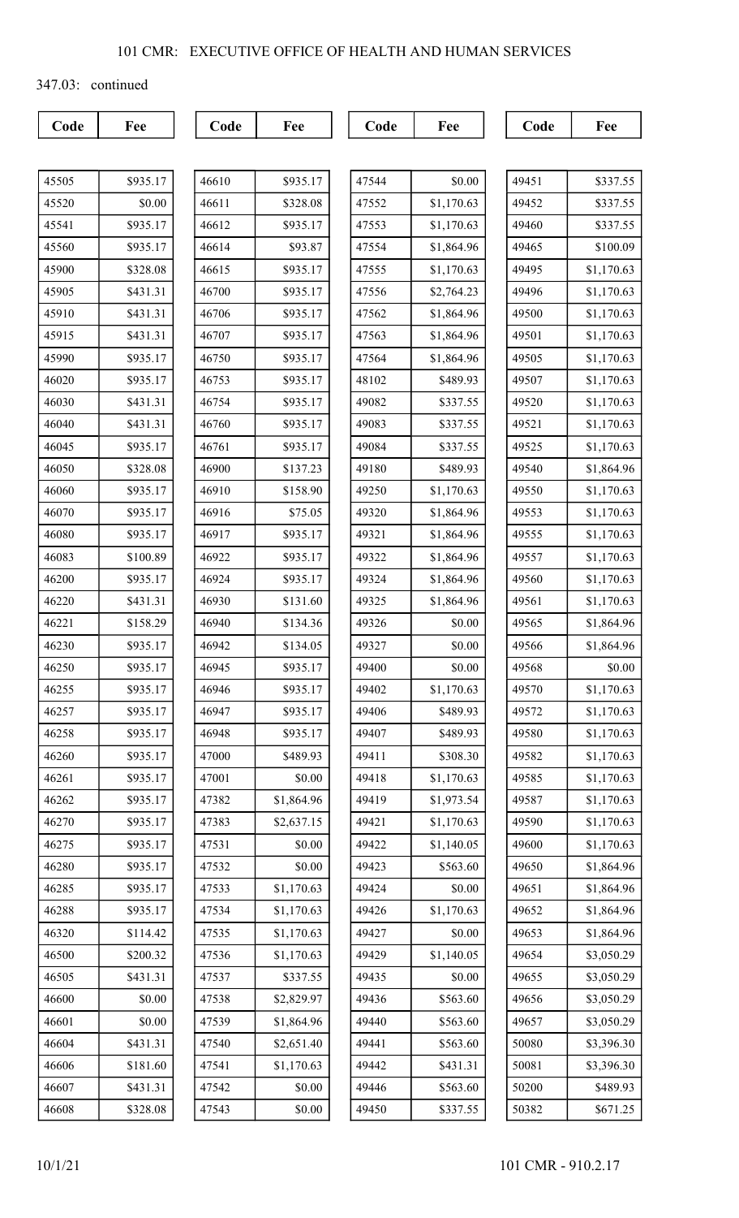347.03: continued

| Code | Fee |
|---|---|
| 45505 | $935.17 |
| 45520 | $0.00 |
| 45541 | $935.17 |
| 45560 | $935.17 |
| 45900 | $328.08 |
| 45905 | $431.31 |
| 45910 | $431.31 |
| 45915 | $431.31 |
| 45990 | $935.17 |
| 46020 | $935.17 |
| 46030 | $431.31 |
| 46040 | $431.31 |
| 46045 | $935.17 |
| 46050 | $328.08 |
| 46060 | $935.17 |
| 46070 | $935.17 |
| 46080 | $935.17 |
| 46083 | $100.89 |
| 46200 | $935.17 |
| 46220 | $431.31 |
| 46221 | $158.29 |
| 46230 | $935.17 |
| 46250 | $935.17 |
| 46255 | $935.17 |
| 46257 | $935.17 |
| 46258 | $935.17 |
| 46260 | $935.17 |
| 46261 | $935.17 |
| 46262 | $935.17 |
| 46270 | $935.17 |
| 46275 | $935.17 |
| 46280 | $935.17 |
| 46285 | $935.17 |
| 46288 | $935.17 |
| 46320 | $114.42 |
| 46500 | $200.32 |
| 46505 | $431.31 |
| 46600 | $0.00 |
| 46601 | $0.00 |
| 46604 | $431.31 |
| 46606 | $181.60 |
| 46607 | $431.31 |
| 46608 | $328.08 |
| 46610 | $935.17 |
| 46611 | $328.08 |
| 46612 | $935.17 |
| 46614 | $93.87 |
| 46615 | $935.17 |
| 46700 | $935.17 |
| 46706 | $935.17 |
| 46707 | $935.17 |
| 46750 | $935.17 |
| 46753 | $935.17 |
| 46754 | $935.17 |
| 46760 | $935.17 |
| 46761 | $935.17 |
| 46900 | $137.23 |
| 46910 | $158.90 |
| 46916 | $75.05 |
| 46917 | $935.17 |
| 46922 | $935.17 |
| 46924 | $935.17 |
| 46930 | $131.60 |
| 46940 | $134.36 |
| 46942 | $134.05 |
| 46945 | $935.17 |
| 46946 | $935.17 |
| 46947 | $935.17 |
| 46948 | $935.17 |
| 47000 | $489.93 |
| 47001 | $0.00 |
| 47382 | $1,864.96 |
| 47383 | $2,637.15 |
| 47531 | $0.00 |
| 47532 | $0.00 |
| 47533 | $1,170.63 |
| 47534 | $1,170.63 |
| 47535 | $1,170.63 |
| 47536 | $1,170.63 |
| 47537 | $337.55 |
| 47538 | $2,829.97 |
| 47539 | $1,864.96 |
| 47540 | $2,651.40 |
| 47541 | $1,170.63 |
| 47542 | $0.00 |
| 47543 | $0.00 |
| 47544 | $0.00 |
| 47552 | $1,170.63 |
| 47553 | $1,170.63 |
| 47554 | $1,864.96 |
| 47555 | $1,170.63 |
| 47556 | $2,764.23 |
| 47562 | $1,864.96 |
| 47563 | $1,864.96 |
| 47564 | $1,864.96 |
| 48102 | $489.93 |
| 49082 | $337.55 |
| 49083 | $337.55 |
| 49084 | $337.55 |
| 49180 | $489.93 |
| 49250 | $1,170.63 |
| 49320 | $1,864.96 |
| 49321 | $1,864.96 |
| 49322 | $1,864.96 |
| 49324 | $1,864.96 |
| 49325 | $1,864.96 |
| 49326 | $0.00 |
| 49327 | $0.00 |
| 49400 | $0.00 |
| 49402 | $1,170.63 |
| 49406 | $489.93 |
| 49407 | $489.93 |
| 49411 | $308.30 |
| 49418 | $1,170.63 |
| 49419 | $1,973.54 |
| 49421 | $1,170.63 |
| 49422 | $1,140.05 |
| 49423 | $563.60 |
| 49424 | $0.00 |
| 49426 | $1,170.63 |
| 49427 | $0.00 |
| 49429 | $1,140.05 |
| 49435 | $0.00 |
| 49436 | $563.60 |
| 49440 | $563.60 |
| 49441 | $563.60 |
| 49442 | $431.31 |
| 49446 | $563.60 |
| 49450 | $337.55 |
| 49451 | $337.55 |
| 49452 | $337.55 |
| 49460 | $337.55 |
| 49465 | $100.09 |
| 49495 | $1,170.63 |
| 49496 | $1,170.63 |
| 49500 | $1,170.63 |
| 49501 | $1,170.63 |
| 49505 | $1,170.63 |
| 49507 | $1,170.63 |
| 49520 | $1,170.63 |
| 49521 | $1,170.63 |
| 49525 | $1,170.63 |
| 49540 | $1,864.96 |
| 49550 | $1,170.63 |
| 49553 | $1,170.63 |
| 49555 | $1,170.63 |
| 49557 | $1,170.63 |
| 49560 | $1,170.63 |
| 49561 | $1,170.63 |
| 49565 | $1,864.96 |
| 49566 | $1,864.96 |
| 49568 | $0.00 |
| 49570 | $1,170.63 |
| 49572 | $1,170.63 |
| 49580 | $1,170.63 |
| 49582 | $1,170.63 |
| 49585 | $1,170.63 |
| 49587 | $1,170.63 |
| 49590 | $1,170.63 |
| 49600 | $1,170.63 |
| 49650 | $1,864.96 |
| 49651 | $1,864.96 |
| 49652 | $1,864.96 |
| 49653 | $1,864.96 |
| 49654 | $3,050.29 |
| 49655 | $3,050.29 |
| 49656 | $3,050.29 |
| 49657 | $3,050.29 |
| 50080 | $3,396.30 |
| 50081 | $3,396.30 |
| 50200 | $489.93 |
| 50382 | $671.25 |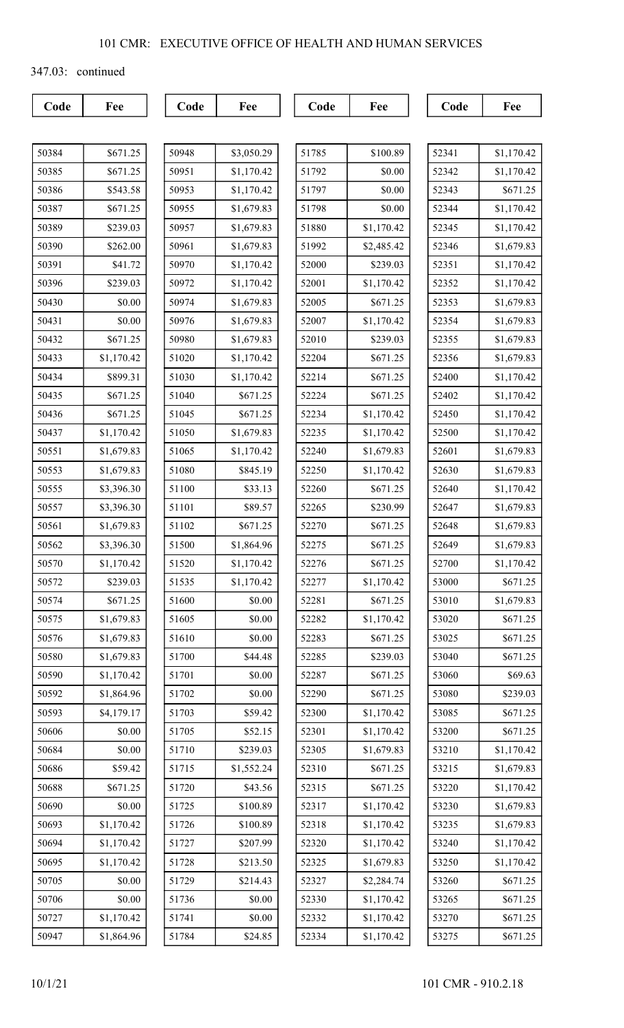347.03: continued

| Code | Fee | Code | Fee | Code | Fee | Code | Fee |
|---|---|---|---|---|---|---|---|
| 50384 | $671.25 | 50948 | $3,050.29 | 51785 | $100.89 | 52341 | $1,170.42 |
| 50385 | $671.25 | 50951 | $1,170.42 | 51792 | $0.00 | 52342 | $1,170.42 |
| 50386 | $543.58 | 50953 | $1,170.42 | 51797 | $0.00 | 52343 | $671.25 |
| 50387 | $671.25 | 50955 | $1,679.83 | 51798 | $0.00 | 52344 | $1,170.42 |
| 50389 | $239.03 | 50957 | $1,679.83 | 51880 | $1,170.42 | 52345 | $1,170.42 |
| 50390 | $262.00 | 50961 | $1,679.83 | 51992 | $2,485.42 | 52346 | $1,679.83 |
| 50391 | $41.72 | 50970 | $1,170.42 | 52000 | $239.03 | 52351 | $1,170.42 |
| 50396 | $239.03 | 50972 | $1,170.42 | 52001 | $1,170.42 | 52352 | $1,170.42 |
| 50430 | $0.00 | 50974 | $1,679.83 | 52005 | $671.25 | 52353 | $1,679.83 |
| 50431 | $0.00 | 50976 | $1,679.83 | 52007 | $1,170.42 | 52354 | $1,679.83 |
| 50432 | $671.25 | 50980 | $1,679.83 | 52010 | $239.03 | 52355 | $1,679.83 |
| 50433 | $1,170.42 | 51020 | $1,170.42 | 52204 | $671.25 | 52356 | $1,679.83 |
| 50434 | $899.31 | 51030 | $1,170.42 | 52214 | $671.25 | 52400 | $1,170.42 |
| 50435 | $671.25 | 51040 | $671.25 | 52224 | $671.25 | 52402 | $1,170.42 |
| 50436 | $671.25 | 51045 | $671.25 | 52234 | $1,170.42 | 52450 | $1,170.42 |
| 50437 | $1,170.42 | 51050 | $1,679.83 | 52235 | $1,170.42 | 52500 | $1,170.42 |
| 50551 | $1,679.83 | 51065 | $1,170.42 | 52240 | $1,679.83 | 52601 | $1,679.83 |
| 50553 | $1,679.83 | 51080 | $845.19 | 52250 | $1,170.42 | 52630 | $1,679.83 |
| 50555 | $3,396.30 | 51100 | $33.13 | 52260 | $671.25 | 52640 | $1,170.42 |
| 50557 | $3,396.30 | 51101 | $89.57 | 52265 | $230.99 | 52647 | $1,679.83 |
| 50561 | $1,679.83 | 51102 | $671.25 | 52270 | $671.25 | 52648 | $1,679.83 |
| 50562 | $3,396.30 | 51500 | $1,864.96 | 52275 | $671.25 | 52649 | $1,679.83 |
| 50570 | $1,170.42 | 51520 | $1,170.42 | 52276 | $671.25 | 52700 | $1,170.42 |
| 50572 | $239.03 | 51535 | $1,170.42 | 52277 | $1,170.42 | 53000 | $671.25 |
| 50574 | $671.25 | 51600 | $0.00 | 52281 | $671.25 | 53010 | $1,679.83 |
| 50575 | $1,679.83 | 51605 | $0.00 | 52282 | $1,170.42 | 53020 | $671.25 |
| 50576 | $1,679.83 | 51610 | $0.00 | 52283 | $671.25 | 53025 | $671.25 |
| 50580 | $1,679.83 | 51700 | $44.48 | 52285 | $239.03 | 53040 | $671.25 |
| 50590 | $1,170.42 | 51701 | $0.00 | 52287 | $671.25 | 53060 | $69.63 |
| 50592 | $1,864.96 | 51702 | $0.00 | 52290 | $671.25 | 53080 | $239.03 |
| 50593 | $4,179.17 | 51703 | $59.42 | 52300 | $1,170.42 | 53085 | $671.25 |
| 50606 | $0.00 | 51705 | $52.15 | 52301 | $1,170.42 | 53200 | $671.25 |
| 50684 | $0.00 | 51710 | $239.03 | 52305 | $1,679.83 | 53210 | $1,170.42 |
| 50686 | $59.42 | 51715 | $1,552.24 | 52310 | $671.25 | 53215 | $1,679.83 |
| 50688 | $671.25 | 51720 | $43.56 | 52315 | $671.25 | 53220 | $1,170.42 |
| 50690 | $0.00 | 51725 | $100.89 | 52317 | $1,170.42 | 53230 | $1,679.83 |
| 50693 | $1,170.42 | 51726 | $100.89 | 52318 | $1,170.42 | 53235 | $1,679.83 |
| 50694 | $1,170.42 | 51727 | $207.99 | 52320 | $1,170.42 | 53240 | $1,170.42 |
| 50695 | $1,170.42 | 51728 | $213.50 | 52325 | $1,679.83 | 53250 | $1,170.42 |
| 50705 | $0.00 | 51729 | $214.43 | 52327 | $2,284.74 | 53260 | $671.25 |
| 50706 | $0.00 | 51736 | $0.00 | 52330 | $1,170.42 | 53265 | $671.25 |
| 50727 | $1,170.42 | 51741 | $0.00 | 52332 | $1,170.42 | 53270 | $671.25 |
| 50947 | $1,864.96 | 51784 | $24.85 | 52334 | $1,170.42 | 53275 | $671.25 |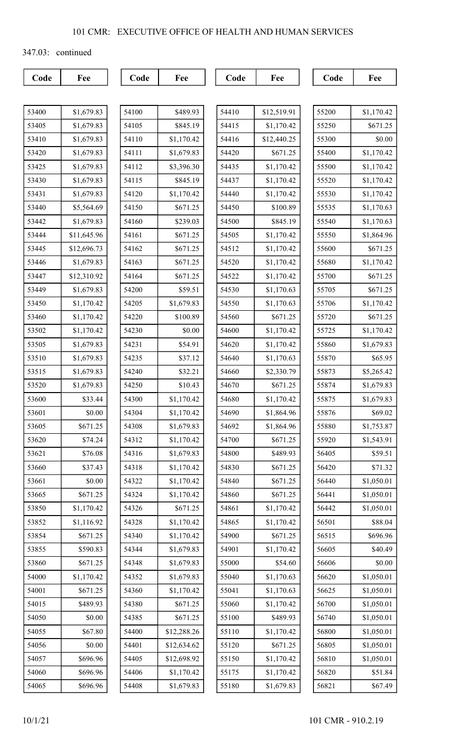347.03: continued

| Code | Fee |
|---|---|
| 53400 | $1,679.83 |
| 53405 | $1,679.83 |
| 53410 | $1,679.83 |
| 53420 | $1,679.83 |
| 53425 | $1,679.83 |
| 53430 | $1,679.83 |
| 53431 | $1,679.83 |
| 53440 | $5,564.69 |
| 53442 | $1,679.83 |
| 53444 | $11,645.96 |
| 53445 | $12,696.73 |
| 53446 | $1,679.83 |
| 53447 | $12,310.92 |
| 53449 | $1,679.83 |
| 53450 | $1,170.42 |
| 53460 | $1,170.42 |
| 53502 | $1,170.42 |
| 53505 | $1,679.83 |
| 53510 | $1,679.83 |
| 53515 | $1,679.83 |
| 53520 | $1,679.83 |
| 53600 | $33.44 |
| 53601 | $0.00 |
| 53605 | $671.25 |
| 53620 | $74.24 |
| 53621 | $76.08 |
| 53660 | $37.43 |
| 53661 | $0.00 |
| 53665 | $671.25 |
| 53850 | $1,170.42 |
| 53852 | $1,116.92 |
| 53854 | $671.25 |
| 53855 | $590.83 |
| 53860 | $671.25 |
| 54000 | $1,170.42 |
| 54001 | $671.25 |
| 54015 | $489.93 |
| 54050 | $0.00 |
| 54055 | $67.80 |
| 54056 | $0.00 |
| 54057 | $696.96 |
| 54060 | $696.96 |
| 54065 | $696.96 |
| 54100 | $489.93 |
| 54105 | $845.19 |
| 54110 | $1,170.42 |
| 54111 | $1,679.83 |
| 54112 | $3,396.30 |
| 54115 | $845.19 |
| 54120 | $1,170.42 |
| 54150 | $671.25 |
| 54160 | $239.03 |
| 54161 | $671.25 |
| 54162 | $671.25 |
| 54163 | $671.25 |
| 54164 | $671.25 |
| 54200 | $59.51 |
| 54205 | $1,679.83 |
| 54220 | $100.89 |
| 54230 | $0.00 |
| 54231 | $54.91 |
| 54235 | $37.12 |
| 54240 | $32.21 |
| 54250 | $10.43 |
| 54300 | $1,170.42 |
| 54304 | $1,170.42 |
| 54308 | $1,679.83 |
| 54312 | $1,170.42 |
| 54316 | $1,679.83 |
| 54318 | $1,170.42 |
| 54322 | $1,170.42 |
| 54324 | $1,170.42 |
| 54326 | $671.25 |
| 54328 | $1,170.42 |
| 54340 | $1,170.42 |
| 54344 | $1,679.83 |
| 54348 | $1,679.83 |
| 54352 | $1,679.83 |
| 54360 | $1,170.42 |
| 54380 | $671.25 |
| 54385 | $671.25 |
| 54400 | $12,288.26 |
| 54401 | $12,634.62 |
| 54405 | $12,698.92 |
| 54406 | $1,170.42 |
| 54408 | $1,679.83 |
| 54410 | $12,519.91 |
| 54415 | $1,170.42 |
| 54416 | $12,440.25 |
| 54420 | $671.25 |
| 54435 | $1,170.42 |
| 54437 | $1,170.42 |
| 54440 | $1,170.42 |
| 54450 | $100.89 |
| 54500 | $845.19 |
| 54505 | $1,170.42 |
| 54512 | $1,170.42 |
| 54520 | $1,170.42 |
| 54522 | $1,170.42 |
| 54530 | $1,170.63 |
| 54550 | $1,170.63 |
| 54560 | $671.25 |
| 54600 | $1,170.42 |
| 54620 | $1,170.42 |
| 54640 | $1,170.63 |
| 54660 | $2,330.79 |
| 54670 | $671.25 |
| 54680 | $1,170.42 |
| 54690 | $1,864.96 |
| 54692 | $1,864.96 |
| 54700 | $671.25 |
| 54800 | $489.93 |
| 54830 | $671.25 |
| 54840 | $671.25 |
| 54860 | $671.25 |
| 54861 | $1,170.42 |
| 54865 | $1,170.42 |
| 54900 | $671.25 |
| 54901 | $1,170.42 |
| 55000 | $54.60 |
| 55040 | $1,170.63 |
| 55041 | $1,170.63 |
| 55060 | $1,170.42 |
| 55100 | $489.93 |
| 55110 | $1,170.42 |
| 55120 | $671.25 |
| 55150 | $1,170.42 |
| 55175 | $1,170.42 |
| 55180 | $1,679.83 |
| 55200 | $1,170.42 |
| 55250 | $671.25 |
| 55300 | $0.00 |
| 55400 | $1,170.42 |
| 55500 | $1,170.42 |
| 55520 | $1,170.42 |
| 55530 | $1,170.42 |
| 55535 | $1,170.63 |
| 55540 | $1,170.63 |
| 55550 | $1,864.96 |
| 55600 | $671.25 |
| 55680 | $1,170.42 |
| 55700 | $671.25 |
| 55705 | $671.25 |
| 55706 | $1,170.42 |
| 55720 | $671.25 |
| 55725 | $1,170.42 |
| 55860 | $1,679.83 |
| 55870 | $65.95 |
| 55873 | $5,265.42 |
| 55874 | $1,679.83 |
| 55875 | $1,679.83 |
| 55876 | $69.02 |
| 55880 | $1,753.87 |
| 55920 | $1,543.91 |
| 56405 | $59.51 |
| 56420 | $71.32 |
| 56440 | $1,050.01 |
| 56441 | $1,050.01 |
| 56442 | $1,050.01 |
| 56501 | $88.04 |
| 56515 | $696.96 |
| 56605 | $40.49 |
| 56606 | $0.00 |
| 56620 | $1,050.01 |
| 56625 | $1,050.01 |
| 56700 | $1,050.01 |
| 56740 | $1,050.01 |
| 56800 | $1,050.01 |
| 56805 | $1,050.01 |
| 56810 | $1,050.01 |
| 56820 | $51.84 |
| 56821 | $67.49 |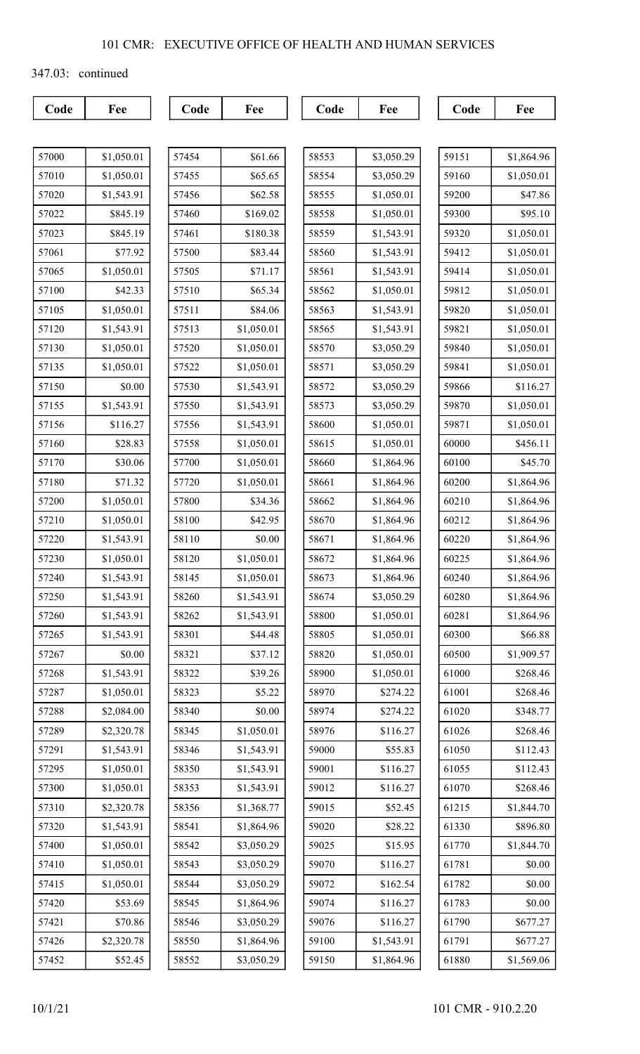347.03: continued

| Code | Fee |
|---|---|
| 57000 | $1,050.01 |
| 57010 | $1,050.01 |
| 57020 | $1,543.91 |
| 57022 | $845.19 |
| 57023 | $845.19 |
| 57061 | $77.92 |
| 57065 | $1,050.01 |
| 57100 | $42.33 |
| 57105 | $1,050.01 |
| 57120 | $1,543.91 |
| 57130 | $1,050.01 |
| 57135 | $1,050.01 |
| 57150 | $0.00 |
| 57155 | $1,543.91 |
| 57156 | $116.27 |
| 57160 | $28.83 |
| 57170 | $30.06 |
| 57180 | $71.32 |
| 57200 | $1,050.01 |
| 57210 | $1,050.01 |
| 57220 | $1,543.91 |
| 57230 | $1,050.01 |
| 57240 | $1,543.91 |
| 57250 | $1,543.91 |
| 57260 | $1,543.91 |
| 57265 | $1,543.91 |
| 57267 | $0.00 |
| 57268 | $1,543.91 |
| 57287 | $1,050.01 |
| 57288 | $2,084.00 |
| 57289 | $2,320.78 |
| 57291 | $1,543.91 |
| 57295 | $1,050.01 |
| 57300 | $1,050.01 |
| 57310 | $2,320.78 |
| 57320 | $1,543.91 |
| 57400 | $1,050.01 |
| 57410 | $1,050.01 |
| 57415 | $1,050.01 |
| 57420 | $53.69 |
| 57421 | $70.86 |
| 57426 | $2,320.78 |
| 57452 | $52.45 |
| 57454 | $61.66 |
| 57455 | $65.65 |
| 57456 | $62.58 |
| 57460 | $169.02 |
| 57461 | $180.38 |
| 57500 | $83.44 |
| 57505 | $71.17 |
| 57510 | $65.34 |
| 57511 | $84.06 |
| 57513 | $1,050.01 |
| 57520 | $1,050.01 |
| 57522 | $1,050.01 |
| 57530 | $1,543.91 |
| 57550 | $1,543.91 |
| 57556 | $1,543.91 |
| 57558 | $1,050.01 |
| 57700 | $1,050.01 |
| 57720 | $1,050.01 |
| 57800 | $34.36 |
| 58100 | $42.95 |
| 58110 | $0.00 |
| 58120 | $1,050.01 |
| 58145 | $1,050.01 |
| 58260 | $1,543.91 |
| 58262 | $1,543.91 |
| 58301 | $44.48 |
| 58321 | $37.12 |
| 58322 | $39.26 |
| 58323 | $5.22 |
| 58340 | $0.00 |
| 58345 | $1,050.01 |
| 58346 | $1,543.91 |
| 58350 | $1,543.91 |
| 58353 | $1,543.91 |
| 58356 | $1,368.77 |
| 58541 | $1,864.96 |
| 58542 | $3,050.29 |
| 58543 | $3,050.29 |
| 58544 | $3,050.29 |
| 58545 | $1,864.96 |
| 58546 | $3,050.29 |
| 58550 | $1,864.96 |
| 58552 | $3,050.29 |
| 58553 | $3,050.29 |
| 58554 | $3,050.29 |
| 58555 | $1,050.01 |
| 58558 | $1,050.01 |
| 58559 | $1,543.91 |
| 58560 | $1,543.91 |
| 58561 | $1,543.91 |
| 58562 | $1,050.01 |
| 58563 | $1,543.91 |
| 58565 | $1,543.91 |
| 58570 | $3,050.29 |
| 58571 | $3,050.29 |
| 58572 | $3,050.29 |
| 58573 | $3,050.29 |
| 58600 | $1,050.01 |
| 58615 | $1,050.01 |
| 58660 | $1,864.96 |
| 58661 | $1,864.96 |
| 58662 | $1,864.96 |
| 58670 | $1,864.96 |
| 58671 | $1,864.96 |
| 58672 | $1,864.96 |
| 58673 | $1,864.96 |
| 58674 | $3,050.29 |
| 58800 | $1,050.01 |
| 58805 | $1,050.01 |
| 58820 | $1,050.01 |
| 58900 | $1,050.01 |
| 58970 | $274.22 |
| 58974 | $274.22 |
| 58976 | $116.27 |
| 59000 | $55.83 |
| 59001 | $116.27 |
| 59012 | $116.27 |
| 59015 | $52.45 |
| 59020 | $28.22 |
| 59025 | $15.95 |
| 59070 | $116.27 |
| 59072 | $162.54 |
| 59074 | $116.27 |
| 59076 | $116.27 |
| 59100 | $1,543.91 |
| 59150 | $1,864.96 |
| 59151 | $1,864.96 |
| 59160 | $1,050.01 |
| 59200 | $47.86 |
| 59300 | $95.10 |
| 59320 | $1,050.01 |
| 59412 | $1,050.01 |
| 59414 | $1,050.01 |
| 59812 | $1,050.01 |
| 59820 | $1,050.01 |
| 59821 | $1,050.01 |
| 59840 | $1,050.01 |
| 59841 | $1,050.01 |
| 59866 | $116.27 |
| 59870 | $1,050.01 |
| 59871 | $1,050.01 |
| 60000 | $456.11 |
| 60100 | $45.70 |
| 60200 | $1,864.96 |
| 60210 | $1,864.96 |
| 60212 | $1,864.96 |
| 60220 | $1,864.96 |
| 60225 | $1,864.96 |
| 60240 | $1,864.96 |
| 60280 | $1,864.96 |
| 60281 | $1,864.96 |
| 60300 | $66.88 |
| 60500 | $1,909.57 |
| 61000 | $268.46 |
| 61001 | $268.46 |
| 61020 | $348.77 |
| 61026 | $268.46 |
| 61050 | $112.43 |
| 61055 | $112.43 |
| 61070 | $268.46 |
| 61215 | $1,844.70 |
| 61330 | $896.80 |
| 61770 | $1,844.70 |
| 61781 | $0.00 |
| 61782 | $0.00 |
| 61783 | $0.00 |
| 61790 | $677.27 |
| 61791 | $677.27 |
| 61880 | $1,569.06 |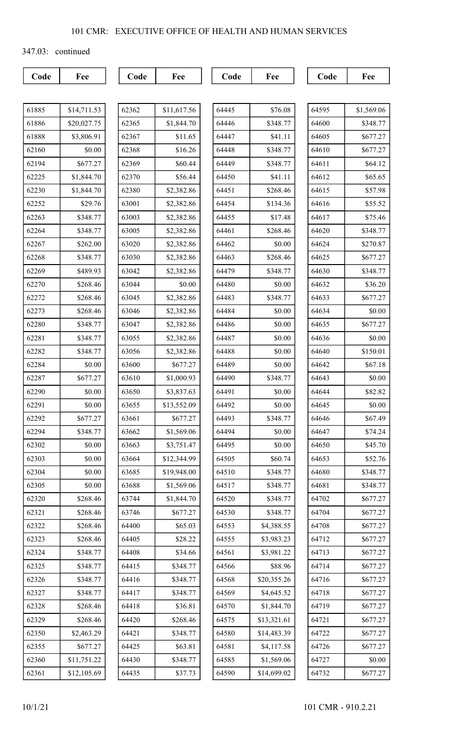347.03: continued

| Code | Fee |
|---|---|
| 61885 | $14,711.53 |
| 61886 | $20,027.75 |
| 61888 | $3,806.91 |
| 62160 | $0.00 |
| 62194 | $677.27 |
| 62225 | $1,844.70 |
| 62230 | $1,844.70 |
| 62252 | $29.76 |
| 62263 | $348.77 |
| 62264 | $348.77 |
| 62267 | $262.00 |
| 62268 | $348.77 |
| 62269 | $489.93 |
| 62270 | $268.46 |
| 62272 | $268.46 |
| 62273 | $268.46 |
| 62280 | $348.77 |
| 62281 | $348.77 |
| 62282 | $348.77 |
| 62284 | $0.00 |
| 62287 | $677.27 |
| 62290 | $0.00 |
| 62291 | $0.00 |
| 62292 | $677.27 |
| 62294 | $348.77 |
| 62302 | $0.00 |
| 62303 | $0.00 |
| 62304 | $0.00 |
| 62305 | $0.00 |
| 62320 | $268.46 |
| 62321 | $268.46 |
| 62322 | $268.46 |
| 62323 | $268.46 |
| 62324 | $348.77 |
| 62325 | $348.77 |
| 62326 | $348.77 |
| 62327 | $348.77 |
| 62328 | $268.46 |
| 62329 | $268.46 |
| 62350 | $2,463.29 |
| 62355 | $677.27 |
| 62360 | $11,751.22 |
| 62361 | $12,105.69 |
| 62362 | $11,617.56 |
| 62365 | $1,844.70 |
| 62367 | $11.65 |
| 62368 | $16.26 |
| 62369 | $60.44 |
| 62370 | $56.44 |
| 62380 | $2,382.86 |
| 63001 | $2,382.86 |
| 63003 | $2,382.86 |
| 63005 | $2,382.86 |
| 63020 | $2,382.86 |
| 63030 | $2,382.86 |
| 63042 | $2,382.86 |
| 63044 | $0.00 |
| 63045 | $2,382.86 |
| 63046 | $2,382.86 |
| 63047 | $2,382.86 |
| 63055 | $2,382.86 |
| 63056 | $2,382.86 |
| 63600 | $677.27 |
| 63610 | $1,000.93 |
| 63650 | $3,837.63 |
| 63655 | $13,552.09 |
| 63661 | $677.27 |
| 63662 | $1,569.06 |
| 63663 | $3,751.47 |
| 63664 | $12,344.99 |
| 63685 | $19,948.00 |
| 63688 | $1,569.06 |
| 63744 | $1,844.70 |
| 63746 | $677.27 |
| 64400 | $65.03 |
| 64405 | $28.22 |
| 64408 | $34.66 |
| 64415 | $348.77 |
| 64416 | $348.77 |
| 64417 | $348.77 |
| 64418 | $36.81 |
| 64420 | $268.46 |
| 64421 | $348.77 |
| 64425 | $63.81 |
| 64430 | $348.77 |
| 64435 | $37.73 |
| 64445 | $76.08 |
| 64446 | $348.77 |
| 64447 | $41.11 |
| 64448 | $348.77 |
| 64449 | $348.77 |
| 64450 | $41.11 |
| 64451 | $268.46 |
| 64454 | $134.36 |
| 64455 | $17.48 |
| 64461 | $268.46 |
| 64462 | $0.00 |
| 64463 | $268.46 |
| 64479 | $348.77 |
| 64480 | $0.00 |
| 64483 | $348.77 |
| 64484 | $0.00 |
| 64486 | $0.00 |
| 64487 | $0.00 |
| 64488 | $0.00 |
| 64489 | $0.00 |
| 64490 | $348.77 |
| 64491 | $0.00 |
| 64492 | $0.00 |
| 64493 | $348.77 |
| 64494 | $0.00 |
| 64495 | $0.00 |
| 64505 | $60.74 |
| 64510 | $348.77 |
| 64517 | $348.77 |
| 64520 | $348.77 |
| 64530 | $348.77 |
| 64553 | $4,388.55 |
| 64555 | $3,983.23 |
| 64561 | $3,981.22 |
| 64566 | $88.96 |
| 64568 | $20,355.26 |
| 64569 | $4,645.52 |
| 64570 | $1,844.70 |
| 64575 | $13,321.61 |
| 64580 | $14,483.39 |
| 64581 | $4,117.58 |
| 64585 | $1,569.06 |
| 64590 | $14,699.02 |
| 64595 | $1,569.06 |
| 64600 | $348.77 |
| 64605 | $677.27 |
| 64610 | $677.27 |
| 64611 | $64.12 |
| 64612 | $65.65 |
| 64615 | $57.98 |
| 64616 | $55.52 |
| 64617 | $75.46 |
| 64620 | $348.77 |
| 64624 | $270.87 |
| 64625 | $677.27 |
| 64630 | $348.77 |
| 64632 | $36.20 |
| 64633 | $677.27 |
| 64634 | $0.00 |
| 64635 | $677.27 |
| 64636 | $0.00 |
| 64640 | $150.01 |
| 64642 | $67.18 |
| 64643 | $0.00 |
| 64644 | $82.82 |
| 64645 | $0.00 |
| 64646 | $67.49 |
| 64647 | $74.24 |
| 64650 | $45.70 |
| 64653 | $52.76 |
| 64680 | $348.77 |
| 64681 | $348.77 |
| 64702 | $677.27 |
| 64704 | $677.27 |
| 64708 | $677.27 |
| 64712 | $677.27 |
| 64713 | $677.27 |
| 64714 | $677.27 |
| 64716 | $677.27 |
| 64718 | $677.27 |
| 64719 | $677.27 |
| 64721 | $677.27 |
| 64722 | $677.27 |
| 64726 | $677.27 |
| 64727 | $0.00 |
| 64732 | $677.27 |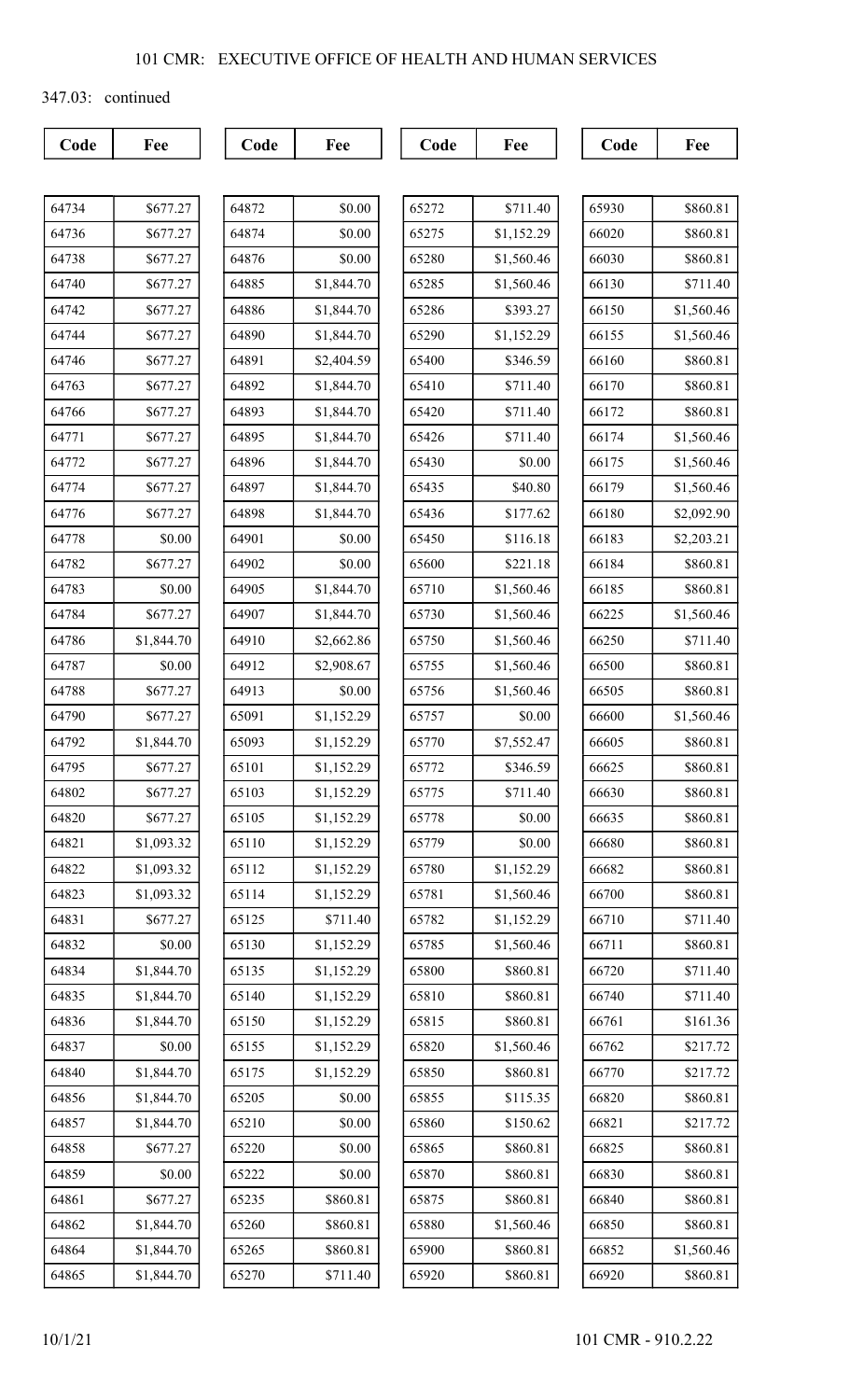347.03: continued

| Code | Fee |
|---|---|
| 64734 | $677.27 |
| 64736 | $677.27 |
| 64738 | $677.27 |
| 64740 | $677.27 |
| 64742 | $677.27 |
| 64744 | $677.27 |
| 64746 | $677.27 |
| 64763 | $677.27 |
| 64766 | $677.27 |
| 64771 | $677.27 |
| 64772 | $677.27 |
| 64774 | $677.27 |
| 64776 | $677.27 |
| 64778 | $0.00 |
| 64782 | $677.27 |
| 64783 | $0.00 |
| 64784 | $677.27 |
| 64786 | $1,844.70 |
| 64787 | $0.00 |
| 64788 | $677.27 |
| 64790 | $677.27 |
| 64792 | $1,844.70 |
| 64795 | $677.27 |
| 64802 | $677.27 |
| 64820 | $677.27 |
| 64821 | $1,093.32 |
| 64822 | $1,093.32 |
| 64823 | $1,093.32 |
| 64831 | $677.27 |
| 64832 | $0.00 |
| 64834 | $1,844.70 |
| 64835 | $1,844.70 |
| 64836 | $1,844.70 |
| 64837 | $0.00 |
| 64840 | $1,844.70 |
| 64856 | $1,844.70 |
| 64857 | $1,844.70 |
| 64858 | $677.27 |
| 64859 | $0.00 |
| 64861 | $677.27 |
| 64862 | $1,844.70 |
| 64864 | $1,844.70 |
| 64865 | $1,844.70 |
| 64872 | $0.00 |
| 64874 | $0.00 |
| 64876 | $0.00 |
| 64885 | $1,844.70 |
| 64886 | $1,844.70 |
| 64890 | $1,844.70 |
| 64891 | $2,404.59 |
| 64892 | $1,844.70 |
| 64893 | $1,844.70 |
| 64895 | $1,844.70 |
| 64896 | $1,844.70 |
| 64897 | $1,844.70 |
| 64898 | $1,844.70 |
| 64901 | $0.00 |
| 64902 | $0.00 |
| 64905 | $1,844.70 |
| 64907 | $1,844.70 |
| 64910 | $2,662.86 |
| 64912 | $2,908.67 |
| 64913 | $0.00 |
| 65091 | $1,152.29 |
| 65093 | $1,152.29 |
| 65101 | $1,152.29 |
| 65103 | $1,152.29 |
| 65105 | $1,152.29 |
| 65110 | $1,152.29 |
| 65112 | $1,152.29 |
| 65114 | $1,152.29 |
| 65125 | $711.40 |
| 65130 | $1,152.29 |
| 65135 | $1,152.29 |
| 65140 | $1,152.29 |
| 65150 | $1,152.29 |
| 65155 | $1,152.29 |
| 65175 | $1,152.29 |
| 65205 | $0.00 |
| 65210 | $0.00 |
| 65220 | $0.00 |
| 65222 | $0.00 |
| 65235 | $860.81 |
| 65260 | $860.81 |
| 65265 | $860.81 |
| 65270 | $711.40 |
| 65272 | $711.40 |
| 65275 | $1,152.29 |
| 65280 | $1,560.46 |
| 65285 | $1,560.46 |
| 65286 | $393.27 |
| 65290 | $1,152.29 |
| 65400 | $346.59 |
| 65410 | $711.40 |
| 65420 | $711.40 |
| 65426 | $711.40 |
| 65430 | $0.00 |
| 65435 | $40.80 |
| 65436 | $177.62 |
| 65450 | $116.18 |
| 65600 | $221.18 |
| 65710 | $1,560.46 |
| 65730 | $1,560.46 |
| 65750 | $1,560.46 |
| 65755 | $1,560.46 |
| 65756 | $1,560.46 |
| 65757 | $0.00 |
| 65770 | $7,552.47 |
| 65772 | $346.59 |
| 65775 | $711.40 |
| 65778 | $0.00 |
| 65779 | $0.00 |
| 65780 | $1,152.29 |
| 65781 | $1,560.46 |
| 65782 | $1,152.29 |
| 65785 | $1,560.46 |
| 65800 | $860.81 |
| 65810 | $860.81 |
| 65815 | $860.81 |
| 65820 | $1,560.46 |
| 65850 | $860.81 |
| 65855 | $115.35 |
| 65860 | $150.62 |
| 65865 | $860.81 |
| 65870 | $860.81 |
| 65875 | $860.81 |
| 65880 | $1,560.46 |
| 65900 | $860.81 |
| 65920 | $860.81 |
| 65930 | $860.81 |
| 66020 | $860.81 |
| 66030 | $860.81 |
| 66130 | $711.40 |
| 66150 | $1,560.46 |
| 66155 | $1,560.46 |
| 66160 | $860.81 |
| 66170 | $860.81 |
| 66172 | $860.81 |
| 66174 | $1,560.46 |
| 66175 | $1,560.46 |
| 66179 | $1,560.46 |
| 66180 | $2,092.90 |
| 66183 | $2,203.21 |
| 66184 | $860.81 |
| 66185 | $860.81 |
| 66225 | $1,560.46 |
| 66250 | $711.40 |
| 66500 | $860.81 |
| 66505 | $860.81 |
| 66600 | $1,560.46 |
| 66605 | $860.81 |
| 66625 | $860.81 |
| 66630 | $860.81 |
| 66635 | $860.81 |
| 66680 | $860.81 |
| 66682 | $860.81 |
| 66700 | $860.81 |
| 66710 | $711.40 |
| 66711 | $860.81 |
| 66720 | $711.40 |
| 66740 | $711.40 |
| 66761 | $161.36 |
| 66762 | $217.72 |
| 66770 | $217.72 |
| 66820 | $860.81 |
| 66821 | $217.72 |
| 66825 | $860.81 |
| 66830 | $860.81 |
| 66840 | $860.81 |
| 66850 | $860.81 |
| 66852 | $1,560.46 |
| 66920 | $860.81 |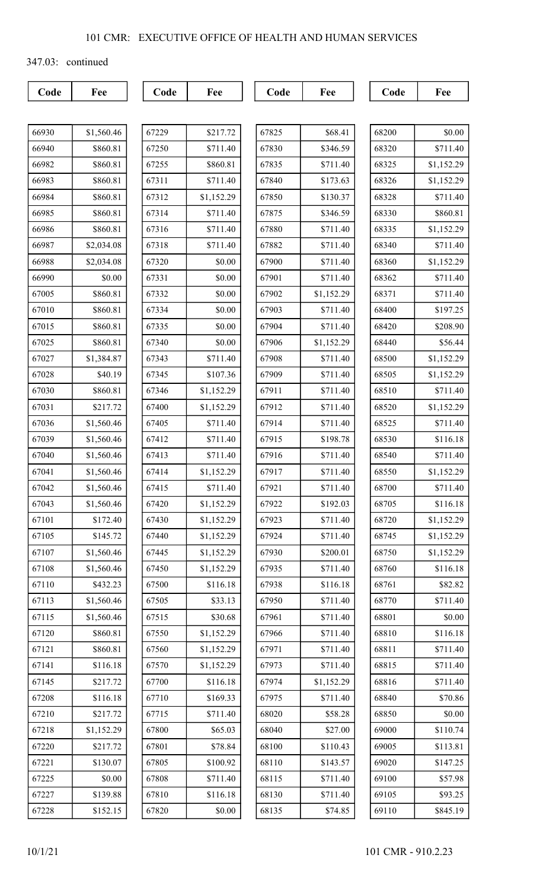347.03: continued

| Code | Fee | Code | Fee | Code | Fee | Code | Fee |
|---|---|---|---|---|---|---|---|
| 66930 | $1,560.46 | 67229 | $217.72 | 67825 | $68.41 | 68200 | $0.00 |
| 66940 | $860.81 | 67250 | $711.40 | 67830 | $346.59 | 68320 | $711.40 |
| 66982 | $860.81 | 67255 | $860.81 | 67835 | $711.40 | 68325 | $1,152.29 |
| 66983 | $860.81 | 67311 | $711.40 | 67840 | $173.63 | 68326 | $1,152.29 |
| 66984 | $860.81 | 67312 | $1,152.29 | 67850 | $130.37 | 68328 | $711.40 |
| 66985 | $860.81 | 67314 | $711.40 | 67875 | $346.59 | 68330 | $860.81 |
| 66986 | $860.81 | 67316 | $711.40 | 67880 | $711.40 | 68335 | $1,152.29 |
| 66987 | $2,034.08 | 67318 | $711.40 | 67882 | $711.40 | 68340 | $711.40 |
| 66988 | $2,034.08 | 67320 | $0.00 | 67900 | $711.40 | 68360 | $1,152.29 |
| 66990 | $0.00 | 67331 | $0.00 | 67901 | $711.40 | 68362 | $711.40 |
| 67005 | $860.81 | 67332 | $0.00 | 67902 | $1,152.29 | 68371 | $711.40 |
| 67010 | $860.81 | 67334 | $0.00 | 67903 | $711.40 | 68400 | $197.25 |
| 67015 | $860.81 | 67335 | $0.00 | 67904 | $711.40 | 68420 | $208.90 |
| 67025 | $860.81 | 67340 | $0.00 | 67906 | $1,152.29 | 68440 | $56.44 |
| 67027 | $1,384.87 | 67343 | $711.40 | 67908 | $711.40 | 68500 | $1,152.29 |
| 67028 | $40.19 | 67345 | $107.36 | 67909 | $711.40 | 68505 | $1,152.29 |
| 67030 | $860.81 | 67346 | $1,152.29 | 67911 | $711.40 | 68510 | $711.40 |
| 67031 | $217.72 | 67400 | $1,152.29 | 67912 | $711.40 | 68520 | $1,152.29 |
| 67036 | $1,560.46 | 67405 | $711.40 | 67914 | $711.40 | 68525 | $711.40 |
| 67039 | $1,560.46 | 67412 | $711.40 | 67915 | $198.78 | 68530 | $116.18 |
| 67040 | $1,560.46 | 67413 | $711.40 | 67916 | $711.40 | 68540 | $711.40 |
| 67041 | $1,560.46 | 67414 | $1,152.29 | 67917 | $711.40 | 68550 | $1,152.29 |
| 67042 | $1,560.46 | 67415 | $711.40 | 67921 | $711.40 | 68700 | $711.40 |
| 67043 | $1,560.46 | 67420 | $1,152.29 | 67922 | $192.03 | 68705 | $116.18 |
| 67101 | $172.40 | 67430 | $1,152.29 | 67923 | $711.40 | 68720 | $1,152.29 |
| 67105 | $145.72 | 67440 | $1,152.29 | 67924 | $711.40 | 68745 | $1,152.29 |
| 67107 | $1,560.46 | 67445 | $1,152.29 | 67930 | $200.01 | 68750 | $1,152.29 |
| 67108 | $1,560.46 | 67450 | $1,152.29 | 67935 | $711.40 | 68760 | $116.18 |
| 67110 | $432.23 | 67500 | $116.18 | 67938 | $116.18 | 68761 | $82.82 |
| 67113 | $1,560.46 | 67505 | $33.13 | 67950 | $711.40 | 68770 | $711.40 |
| 67115 | $1,560.46 | 67515 | $30.68 | 67961 | $711.40 | 68801 | $0.00 |
| 67120 | $860.81 | 67550 | $1,152.29 | 67966 | $711.40 | 68810 | $116.18 |
| 67121 | $860.81 | 67560 | $1,152.29 | 67971 | $711.40 | 68811 | $711.40 |
| 67141 | $116.18 | 67570 | $1,152.29 | 67973 | $711.40 | 68815 | $711.40 |
| 67145 | $217.72 | 67700 | $116.18 | 67974 | $1,152.29 | 68816 | $711.40 |
| 67208 | $116.18 | 67710 | $169.33 | 67975 | $711.40 | 68840 | $70.86 |
| 67210 | $217.72 | 67715 | $711.40 | 68020 | $58.28 | 68850 | $0.00 |
| 67218 | $1,152.29 | 67800 | $65.03 | 68040 | $27.00 | 69000 | $110.74 |
| 67220 | $217.72 | 67801 | $78.84 | 68100 | $110.43 | 69005 | $113.81 |
| 67221 | $130.07 | 67805 | $100.92 | 68110 | $143.57 | 69020 | $147.25 |
| 67225 | $0.00 | 67808 | $711.40 | 68115 | $711.40 | 69100 | $57.98 |
| 67227 | $139.88 | 67810 | $116.18 | 68130 | $711.40 | 69105 | $93.25 |
| 67228 | $152.15 | 67820 | $0.00 | 68135 | $74.85 | 69110 | $845.19 |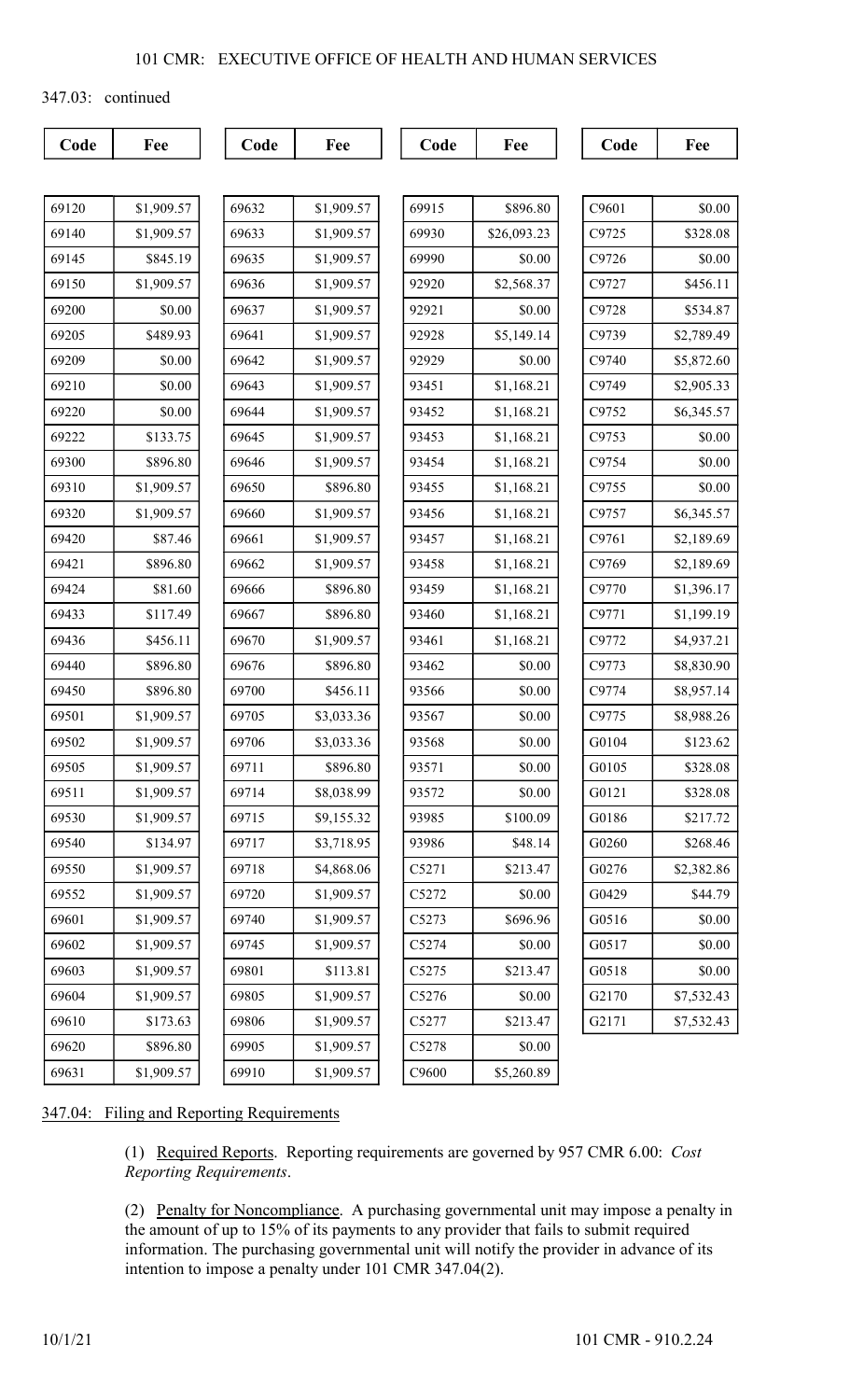347.03: continued

| Code | Fee | Code | Fee | Code | Fee | Code | Fee |
|---|---|---|---|---|---|---|---|
| 69120 | $1,909.57 | 69632 | $1,909.57 | 69915 | $896.80 | C9601 | $0.00 |
| 69140 | $1,909.57 | 69633 | $1,909.57 | 69930 | $26,093.23 | C9725 | $328.08 |
| 69145 | $845.19 | 69635 | $1,909.57 | 69990 | $0.00 | C9726 | $0.00 |
| 69150 | $1,909.57 | 69636 | $1,909.57 | 92920 | $2,568.37 | C9727 | $456.11 |
| 69200 | $0.00 | 69637 | $1,909.57 | 92921 | $0.00 | C9728 | $534.87 |
| 69205 | $489.93 | 69641 | $1,909.57 | 92928 | $5,149.14 | C9739 | $2,789.49 |
| 69209 | $0.00 | 69642 | $1,909.57 | 92929 | $0.00 | C9740 | $5,872.60 |
| 69210 | $0.00 | 69643 | $1,909.57 | 93451 | $1,168.21 | C9749 | $2,905.33 |
| 69220 | $0.00 | 69644 | $1,909.57 | 93452 | $1,168.21 | C9752 | $6,345.57 |
| 69222 | $133.75 | 69645 | $1,909.57 | 93453 | $1,168.21 | C9753 | $0.00 |
| 69300 | $896.80 | 69646 | $1,909.57 | 93454 | $1,168.21 | C9754 | $0.00 |
| 69310 | $1,909.57 | 69650 | $896.80 | 93455 | $1,168.21 | C9755 | $0.00 |
| 69320 | $1,909.57 | 69660 | $1,909.57 | 93456 | $1,168.21 | C9757 | $6,345.57 |
| 69420 | $87.46 | 69661 | $1,909.57 | 93457 | $1,168.21 | C9761 | $2,189.69 |
| 69421 | $896.80 | 69662 | $1,909.57 | 93458 | $1,168.21 | C9769 | $2,189.69 |
| 69424 | $81.60 | 69666 | $896.80 | 93459 | $1,168.21 | C9770 | $1,396.17 |
| 69433 | $117.49 | 69667 | $896.80 | 93460 | $1,168.21 | C9771 | $1,199.19 |
| 69436 | $456.11 | 69670 | $1,909.57 | 93461 | $1,168.21 | C9772 | $4,937.21 |
| 69440 | $896.80 | 69676 | $896.80 | 93462 | $0.00 | C9773 | $8,830.90 |
| 69450 | $896.80 | 69700 | $456.11 | 93566 | $0.00 | C9774 | $8,957.14 |
| 69501 | $1,909.57 | 69705 | $3,033.36 | 93567 | $0.00 | C9775 | $8,988.26 |
| 69502 | $1,909.57 | 69706 | $3,033.36 | 93568 | $0.00 | G0104 | $123.62 |
| 69505 | $1,909.57 | 69711 | $896.80 | 93571 | $0.00 | G0105 | $328.08 |
| 69511 | $1,909.57 | 69714 | $8,038.99 | 93572 | $0.00 | G0121 | $328.08 |
| 69530 | $1,909.57 | 69715 | $9,155.32 | 93985 | $100.09 | G0186 | $217.72 |
| 69540 | $134.97 | 69717 | $3,718.95 | 93986 | $48.14 | G0260 | $268.46 |
| 69550 | $1,909.57 | 69718 | $4,868.06 | C5271 | $213.47 | G0276 | $2,382.86 |
| 69552 | $1,909.57 | 69720 | $1,909.57 | C5272 | $0.00 | G0429 | $44.79 |
| 69601 | $1,909.57 | 69740 | $1,909.57 | C5273 | $696.96 | G0516 | $0.00 |
| 69602 | $1,909.57 | 69745 | $1,909.57 | C5274 | $0.00 | G0517 | $0.00 |
| 69603 | $1,909.57 | 69801 | $113.81 | C5275 | $213.47 | G0518 | $0.00 |
| 69604 | $1,909.57 | 69805 | $1,909.57 | C5276 | $0.00 | G2170 | $7,532.43 |
| 69610 | $173.63 | 69806 | $1,909.57 | C5277 | $213.47 | G2171 | $7,532.43 |
| 69620 | $896.80 | 69905 | $1,909.57 | C5278 | $0.00 | | |
| 69631 | $1,909.57 | 69910 | $1,909.57 | C9600 | $5,260.89 | | |

## 347.04: Filing and Reporting Requirements

(1) Required Reports. Reporting requirements are governed by 957 CMR 6.00: *Cost Reporting Requirements*.

(2) Penalty for Noncompliance. A purchasing governmental unit may impose a penalty in the amount of up to 15% of its payments to any provider that fails to submit required information. The purchasing governmental unit will notify the provider in advance of its intention to impose a penalty under 101 CMR 347.04(2).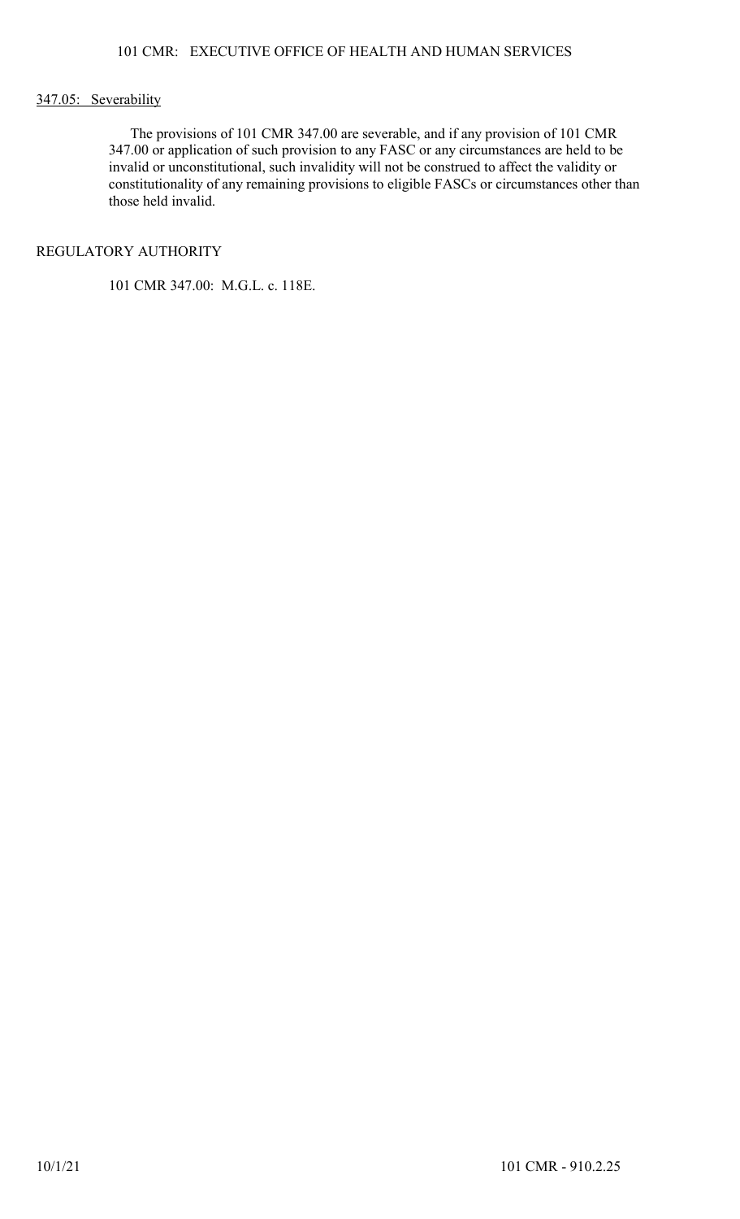### 347.05: Severability

The provisions of 101 CMR 347.00 are severable, and if any provision of 101 CMR 347.00 or application of such provision to any FASC or any circumstances are held to be invalid or unconstitutional, such invalidity will not be construed to affect the validity or constitutionality of any remaining provisions to eligible FASCs or circumstances other than those held invalid.

## REGULATORY AUTHORITY

101 CMR 347.00: M.G.L. c. 118E.